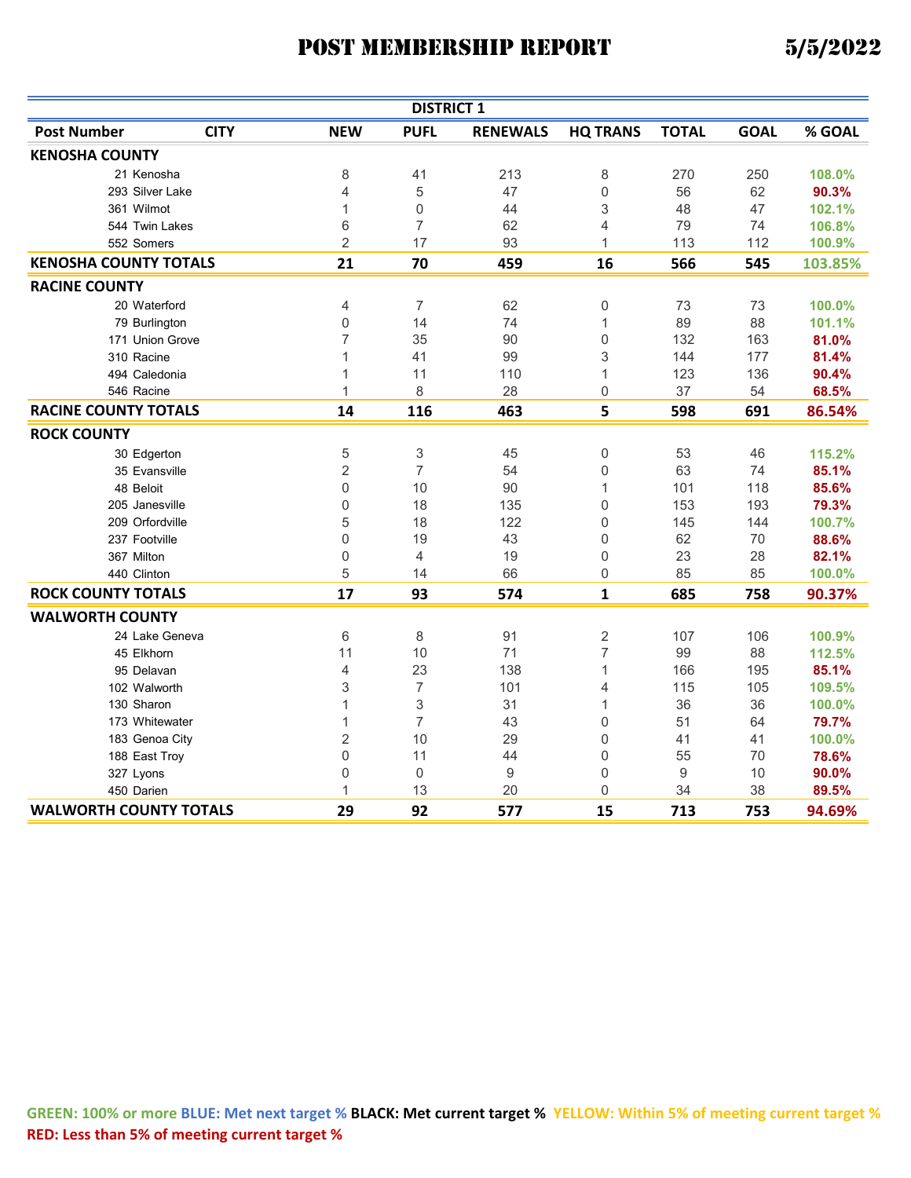# POST MEMBERSHIP REPORT

**5/5/2022**

## DISTRICT 1

| Post Number | CITY | NEW | PUFL | RENEWALS | HQ TRANS | TOTAL | GOAL | % GOAL |
|---|---|---|---|---|---|---|---|---|
| **KENOSHA COUNTY** | | | | | | | | |
| 21 | Kenosha | 8 | 41 | 213 | 8 | 270 | 250 | 108.0% |
| 293 | Silver Lake | 4 | 5 | 47 | 0 | 56 | 62 | 90.3% |
| 361 | Wilmot | 1 | 0 | 44 | 3 | 48 | 47 | 102.1% |
| 544 | Twin Lakes | 6 | 7 | 62 | 4 | 79 | 74 | 106.8% |
| 552 | Somers | 2 | 17 | 93 | 1 | 113 | 112 | 100.9% |
| **KENOSHA COUNTY TOTALS** | | **21** | **70** | **459** | **16** | **566** | **545** | **103.85%** |
| **RACINE COUNTY** | | | | | | | | |
| 20 | Waterford | 4 | 7 | 62 | 0 | 73 | 73 | 100.0% |
| 79 | Burlington | 0 | 14 | 74 | 1 | 89 | 88 | 101.1% |
| 171 | Union Grove | 7 | 35 | 90 | 0 | 132 | 163 | 81.0% |
| 310 | Racine | 1 | 41 | 99 | 3 | 144 | 177 | 81.4% |
| 494 | Caledonia | 1 | 11 | 110 | 1 | 123 | 136 | 90.4% |
| 546 | Racine | 1 | 8 | 28 | 0 | 37 | 54 | 68.5% |
| **RACINE COUNTY TOTALS** | | **14** | **116** | **463** | **5** | **598** | **691** | **86.54%** |
| **ROCK COUNTY** | | | | | | | | |
| 30 | Edgerton | 5 | 3 | 45 | 0 | 53 | 46 | 115.2% |
| 35 | Evansville | 2 | 7 | 54 | 0 | 63 | 74 | 85.1% |
| 48 | Beloit | 0 | 10 | 90 | 1 | 101 | 118 | 85.6% |
| 205 | Janesville | 0 | 18 | 135 | 0 | 153 | 193 | 79.3% |
| 209 | Orfordville | 5 | 18 | 122 | 0 | 145 | 144 | 100.7% |
| 237 | Footville | 0 | 19 | 43 | 0 | 62 | 70 | 88.6% |
| 367 | Milton | 0 | 4 | 19 | 0 | 23 | 28 | 82.1% |
| 440 | Clinton | 5 | 14 | 66 | 0 | 85 | 85 | 100.0% |
| **ROCK COUNTY TOTALS** | | **17** | **93** | **574** | **1** | **685** | **758** | **90.37%** |
| **WALWORTH COUNTY** | | | | | | | | |
| 24 | Lake Geneva | 6 | 8 | 91 | 2 | 107 | 106 | 100.9% |
| 45 | Elkhorn | 11 | 10 | 71 | 7 | 99 | 88 | 112.5% |
| 95 | Delavan | 4 | 23 | 138 | 1 | 166 | 195 | 85.1% |
| 102 | Walworth | 3 | 7 | 101 | 4 | 115 | 105 | 109.5% |
| 130 | Sharon | 1 | 3 | 31 | 1 | 36 | 36 | 100.0% |
| 173 | Whitewater | 1 | 7 | 43 | 0 | 51 | 64 | 79.7% |
| 183 | Genoa City | 2 | 10 | 29 | 0 | 41 | 41 | 100.0% |
| 188 | East Troy | 0 | 11 | 44 | 0 | 55 | 70 | 78.6% |
| 327 | Lyons | 0 | 0 | 9 | 0 | 9 | 10 | 90.0% |
| 450 | Darien | 1 | 13 | 20 | 0 | 34 | 38 | 89.5% |
| **WALWORTH COUNTY TOTALS** | | **29** | **92** | **577** | **15** | **713** | **753** | **94.69%** |

**GREEN: 100% or more BLUE: Met next target % BLACK: Met current target % YELLOW: Within 5% of meeting current target % RED: Less than 5% of meeting current target %**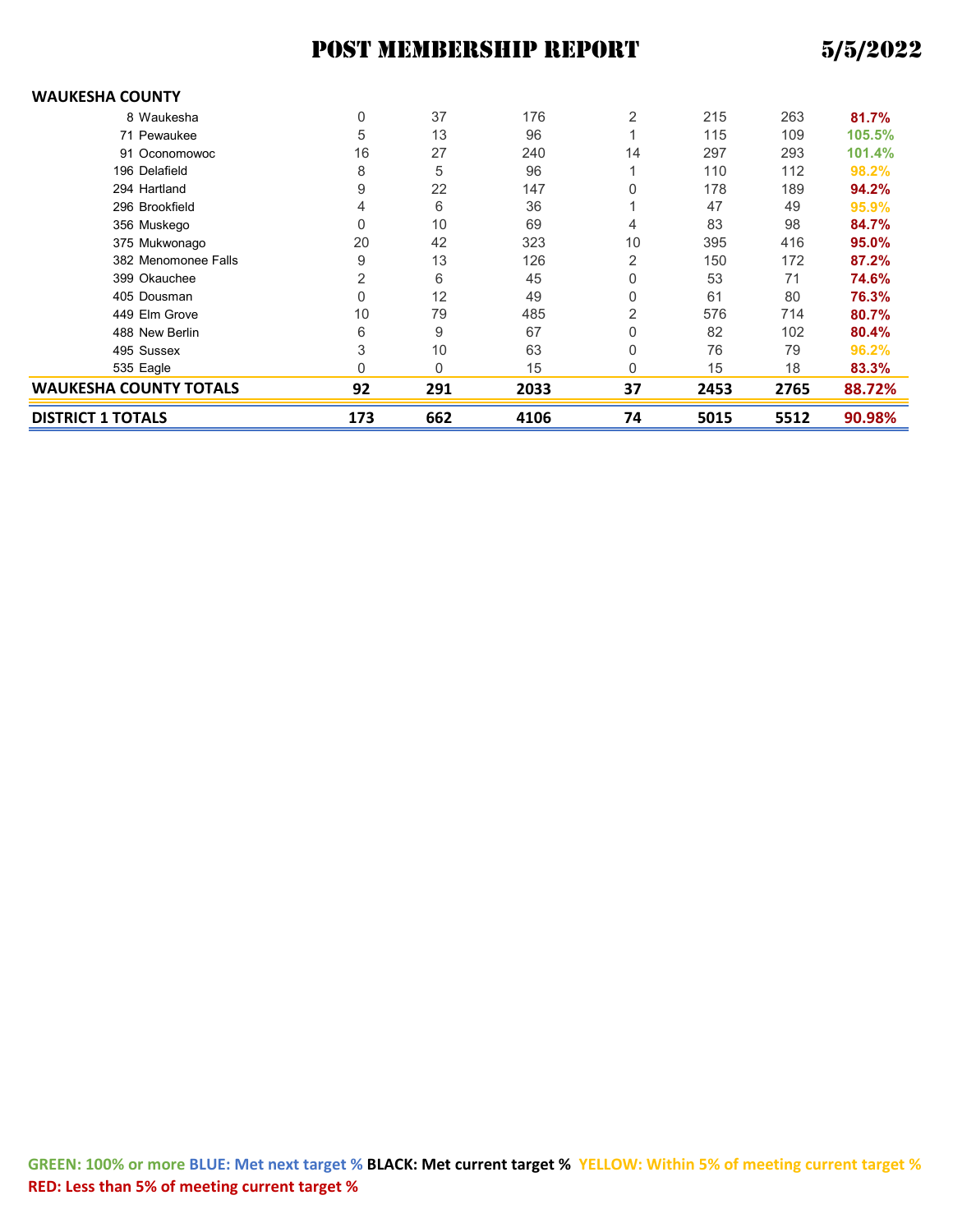# POST MEMBERSHIP REPORT 5/5/2022

| WAUKESHA COUNTY | | | | | | |
|---|---|---|---|---|---|---|
| 8 Waukesha | 0 | 37 | 176 | 2 | 215 | 263 | 81.7% |
| 71 Pewaukee | 5 | 13 | 96 | 1 | 115 | 109 | 105.5% |
| 91 Oconomowoc | 16 | 27 | 240 | 14 | 297 | 293 | 101.4% |
| 196 Delafield | 8 | 5 | 96 | 1 | 110 | 112 | 98.2% |
| 294 Hartland | 9 | 22 | 147 | 0 | 178 | 189 | 94.2% |
| 296 Brookfield | 4 | 6 | 36 | 1 | 47 | 49 | 95.9% |
| 356 Muskego | 0 | 10 | 69 | 4 | 83 | 98 | 84.7% |
| 375 Mukwonago | 20 | 42 | 323 | 10 | 395 | 416 | 95.0% |
| 382 Menomonee Falls | 9 | 13 | 126 | 2 | 150 | 172 | 87.2% |
| 399 Okauchee | 2 | 6 | 45 | 0 | 53 | 71 | 74.6% |
| 405 Dousman | 0 | 12 | 49 | 0 | 61 | 80 | 76.3% |
| 449 Elm Grove | 10 | 79 | 485 | 2 | 576 | 714 | 80.7% |
| 488 New Berlin | 6 | 9 | 67 | 0 | 82 | 102 | 80.4% |
| 495 Sussex | 3 | 10 | 63 | 0 | 76 | 79 | 96.2% |
| 535 Eagle | 0 | 0 | 15 | 0 | 15 | 18 | 83.3% |
| **WAUKESHA COUNTY TOTALS** | **92** | **291** | **2033** | **37** | **2453** | **2765** | **88.72%** |
| **DISTRICT 1 TOTALS** | **173** | **662** | **4106** | **74** | **5015** | **5512** | **90.98%** |

**GREEN: 100% or more BLUE: Met next target % BLACK: Met current target % YELLOW: Within 5% of meeting current target % RED: Less than 5% of meeting current target %**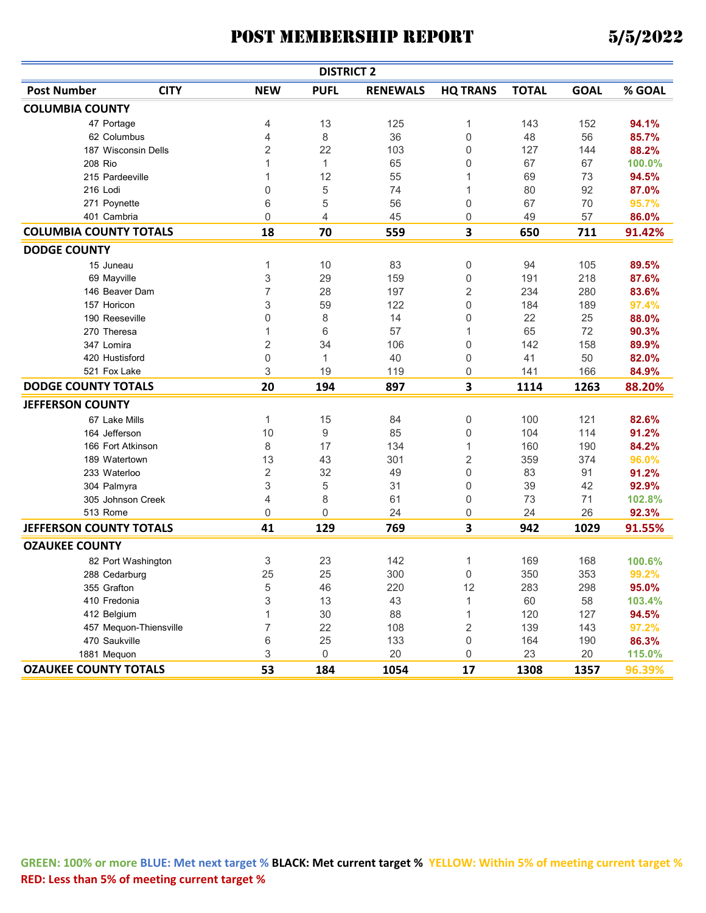# POST MEMBERSHIP REPORT 5/5/2022

## DISTRICT 2

| Post Number | CITY | NEW | PUFL | RENEWALS | HQ TRANS | TOTAL | GOAL | % GOAL |
|---|---|---|---|---|---|---|---|---|
| **COLUMBIA COUNTY** | | | | | | | | |
| 47 | Portage | 4 | 13 | 125 | 1 | 143 | 152 | **94.1%** |
| 62 | Columbus | 4 | 8 | 36 | 0 | 48 | 56 | **85.7%** |
| 187 | Wisconsin Dells | 2 | 22 | 103 | 0 | 127 | 144 | **88.2%** |
| 208 | Rio | 1 | 1 | 65 | 0 | 67 | 67 | **100.0%** |
| 215 | Pardeeville | 1 | 12 | 55 | 1 | 69 | 73 | **94.5%** |
| 216 | Lodi | 0 | 5 | 74 | 1 | 80 | 92 | **87.0%** |
| 271 | Poynette | 6 | 5 | 56 | 0 | 67 | 70 | **95.7%** |
| 401 | Cambria | 0 | 4 | 45 | 0 | 49 | 57 | **86.0%** |
| **COLUMBIA COUNTY TOTALS** | | **18** | **70** | **559** | **3** | **650** | **711** | **91.42%** |
| **DODGE COUNTY** | | | | | | | | |
| 15 | Juneau | 1 | 10 | 83 | 0 | 94 | 105 | **89.5%** |
| 69 | Mayville | 3 | 29 | 159 | 0 | 191 | 218 | **87.6%** |
| 146 | Beaver Dam | 7 | 28 | 197 | 2 | 234 | 280 | **83.6%** |
| 157 | Horicon | 3 | 59 | 122 | 0 | 184 | 189 | **97.4%** |
| 190 | Reeseville | 0 | 8 | 14 | 0 | 22 | 25 | **88.0%** |
| 270 | Theresa | 1 | 6 | 57 | 1 | 65 | 72 | **90.3%** |
| 347 | Lomira | 2 | 34 | 106 | 0 | 142 | 158 | **89.9%** |
| 420 | Hustisford | 0 | 1 | 40 | 0 | 41 | 50 | **82.0%** |
| 521 | Fox Lake | 3 | 19 | 119 | 0 | 141 | 166 | **84.9%** |
| **DODGE COUNTY TOTALS** | | **20** | **194** | **897** | **3** | **1114** | **1263** | **88.20%** |
| **JEFFERSON COUNTY** | | | | | | | | |
| 67 | Lake Mills | 1 | 15 | 84 | 0 | 100 | 121 | **82.6%** |
| 164 | Jefferson | 10 | 9 | 85 | 0 | 104 | 114 | **91.2%** |
| 166 | Fort Atkinson | 8 | 17 | 134 | 1 | 160 | 190 | **84.2%** |
| 189 | Watertown | 13 | 43 | 301 | 2 | 359 | 374 | **96.0%** |
| 233 | Waterloo | 2 | 32 | 49 | 0 | 83 | 91 | **91.2%** |
| 304 | Palmyra | 3 | 5 | 31 | 0 | 39 | 42 | **92.9%** |
| 305 | Johnson Creek | 4 | 8 | 61 | 0 | 73 | 71 | **102.8%** |
| 513 | Rome | 0 | 0 | 24 | 0 | 24 | 26 | **92.3%** |
| **JEFFERSON COUNTY TOTALS** | | **41** | **129** | **769** | **3** | **942** | **1029** | **91.55%** |
| **OZAUKEE COUNTY** | | | | | | | | |
| 82 | Port Washington | 3 | 23 | 142 | 1 | 169 | 168 | **100.6%** |
| 288 | Cedarburg | 25 | 25 | 300 | 0 | 350 | 353 | **99.2%** |
| 355 | Grafton | 5 | 46 | 220 | 12 | 283 | 298 | **95.0%** |
| 410 | Fredonia | 3 | 13 | 43 | 1 | 60 | 58 | **103.4%** |
| 412 | Belgium | 1 | 30 | 88 | 1 | 120 | 127 | **94.5%** |
| 457 | Mequon-Thiensville | 7 | 22 | 108 | 2 | 139 | 143 | **97.2%** |
| 470 | Saukville | 6 | 25 | 133 | 0 | 164 | 190 | **86.3%** |
| 1881 | Mequon | 3 | 0 | 20 | 0 | 23 | 20 | **115.0%** |
| **OZAUKEE COUNTY TOTALS** | | **53** | **184** | **1054** | **17** | **1308** | **1357** | **96.39%** |

**GREEN: 100% or more** **BLUE: Met next target %** **BLACK: Met current target %** **YELLOW: Within 5% of meeting current target %** **RED: Less than 5% of meeting current target %**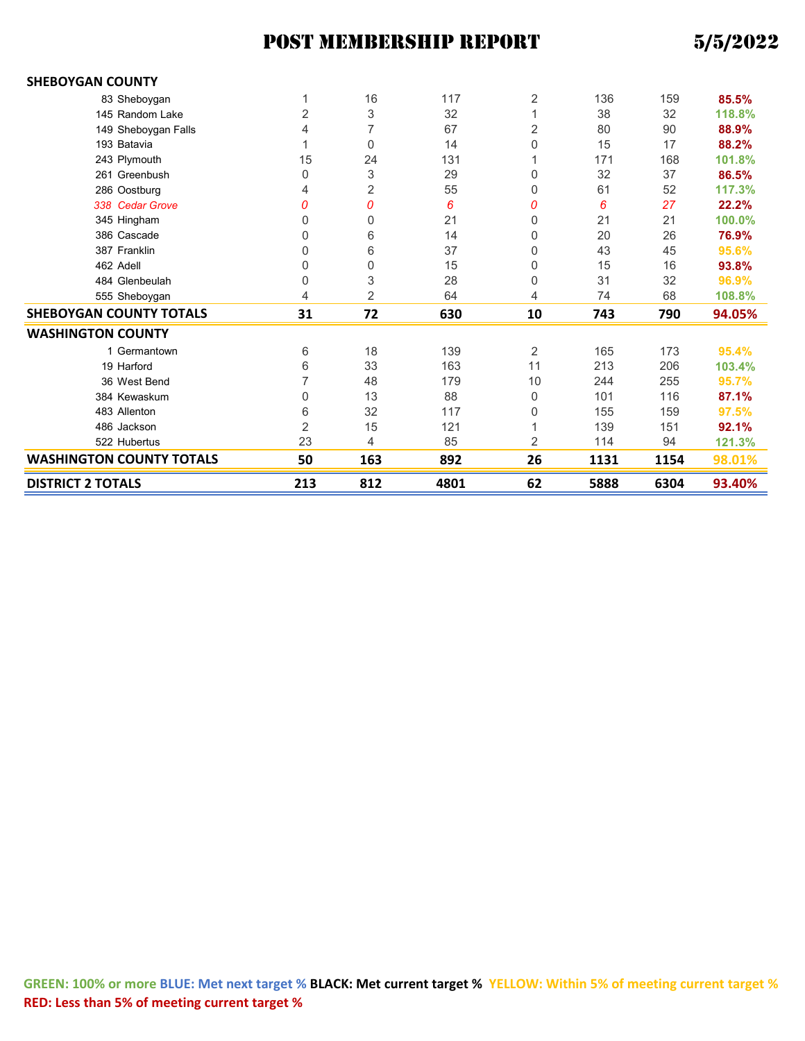# POST MEMBERSHIP REPORT 5/5/2022

| | | | | | | | |
|---|---|---|---|---|---|---|---|
| **SHEBOYGAN COUNTY** | | | | | | | |
| 83 Sheboygan | 1 | 16 | 117 | 2 | 136 | 159 | 85.5% |
| 145 Random Lake | 2 | 3 | 32 | 1 | 38 | 32 | 118.8% |
| 149 Sheboygan Falls | 4 | 7 | 67 | 2 | 80 | 90 | 88.9% |
| 193 Batavia | 1 | 0 | 14 | 0 | 15 | 17 | 88.2% |
| 243 Plymouth | 15 | 24 | 131 | 1 | 171 | 168 | 101.8% |
| 261 Greenbush | 0 | 3 | 29 | 0 | 32 | 37 | 86.5% |
| 286 Oostburg | 4 | 2 | 55 | 0 | 61 | 52 | 117.3% |
| *338 Cedar Grove* | *0* | *0* | *6* | *0* | *6* | *27* | 22.2% |
| 345 Hingham | 0 | 0 | 21 | 0 | 21 | 21 | 100.0% |
| 386 Cascade | 0 | 6 | 14 | 0 | 20 | 26 | 76.9% |
| 387 Franklin | 0 | 6 | 37 | 0 | 43 | 45 | 95.6% |
| 462 Adell | 0 | 0 | 15 | 0 | 15 | 16 | 93.8% |
| 484 Glenbeulah | 0 | 3 | 28 | 0 | 31 | 32 | 96.9% |
| 555 Sheboygan | 4 | 2 | 64 | 4 | 74 | 68 | 108.8% |
| **SHEBOYGAN COUNTY TOTALS** | **31** | **72** | **630** | **10** | **743** | **790** | **94.05%** |
| **WASHINGTON COUNTY** | | | | | | | |
| 1 Germantown | 6 | 18 | 139 | 2 | 165 | 173 | 95.4% |
| 19 Harford | 6 | 33 | 163 | 11 | 213 | 206 | 103.4% |
| 36 West Bend | 7 | 48 | 179 | 10 | 244 | 255 | 95.7% |
| 384 Kewaskum | 0 | 13 | 88 | 0 | 101 | 116 | 87.1% |
| 483 Allenton | 6 | 32 | 117 | 0 | 155 | 159 | 97.5% |
| 486 Jackson | 2 | 15 | 121 | 1 | 139 | 151 | 92.1% |
| 522 Hubertus | 23 | 4 | 85 | 2 | 114 | 94 | 121.3% |
| **WASHINGTON COUNTY TOTALS** | **50** | **163** | **892** | **26** | **1131** | **1154** | **98.01%** |
| **DISTRICT 2 TOTALS** | **213** | **812** | **4801** | **62** | **5888** | **6304** | **93.40%** |

**GREEN: 100% or more** **BLUE: Met next target %** **BLACK: Met current target %** **YELLOW: Within 5% of meeting current target %** **RED: Less than 5% of meeting current target %**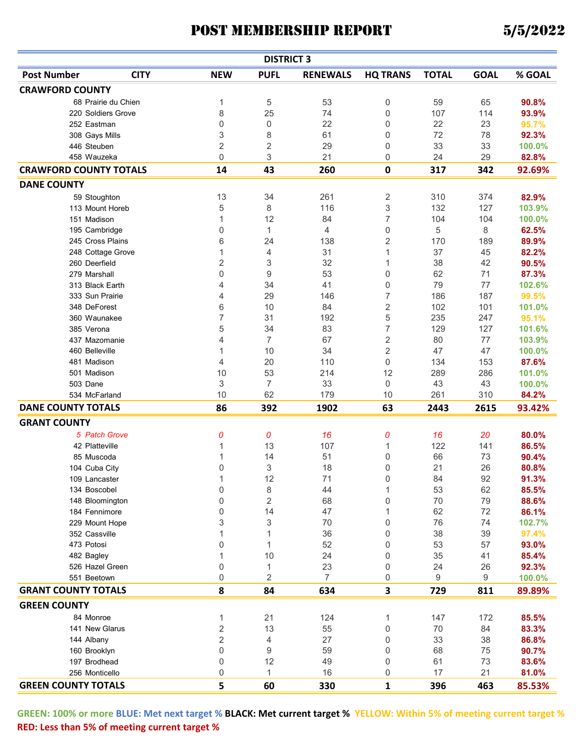# POST MEMBERSHIP REPORT 5/5/2022

## DISTRICT 3

| Post Number | CITY | NEW | PUFL | RENEWALS | HQ TRANS | TOTAL | GOAL | % GOAL |
|---|---|---|---|---|---|---|---|---|
| **CRAWFORD COUNTY** | | | | | | | | |
| 68 | Prairie du Chien | 1 | 5 | 53 | 0 | 59 | 65 | 90.8% |
| 220 | Soldiers Grove | 8 | 25 | 74 | 0 | 107 | 114 | 93.9% |
| 252 | Eastman | 0 | 0 | 22 | 0 | 22 | 23 | 95.7% |
| 308 | Gays Mills | 3 | 8 | 61 | 0 | 72 | 78 | 92.3% |
| 446 | Steuben | 2 | 2 | 29 | 0 | 33 | 33 | 100.0% |
| 458 | Wauzeka | 0 | 3 | 21 | 0 | 24 | 29 | 82.8% |
| **CRAWFORD COUNTY TOTALS** | | **14** | **43** | **260** | **0** | **317** | **342** | **92.69%** |
| **DANE COUNTY** | | | | | | | | |
| 59 | Stoughton | 13 | 34 | 261 | 2 | 310 | 374 | 82.9% |
| 113 | Mount Horeb | 5 | 8 | 116 | 3 | 132 | 127 | 103.9% |
| 151 | Madison | 1 | 12 | 84 | 7 | 104 | 104 | 100.0% |
| 195 | Cambridge | 0 | 1 | 4 | 0 | 5 | 8 | 62.5% |
| 245 | Cross Plains | 6 | 24 | 138 | 2 | 170 | 189 | 89.9% |
| 248 | Cottage Grove | 1 | 4 | 31 | 1 | 37 | 45 | 82.2% |
| 260 | Deerfield | 2 | 3 | 32 | 1 | 38 | 42 | 90.5% |
| 279 | Marshall | 0 | 9 | 53 | 0 | 62 | 71 | 87.3% |
| 313 | Black Earth | 4 | 34 | 41 | 0 | 79 | 77 | 102.6% |
| 333 | Sun Prairie | 4 | 29 | 146 | 7 | 186 | 187 | 99.5% |
| 348 | DeForest | 6 | 10 | 84 | 2 | 102 | 101 | 101.0% |
| 360 | Waunakee | 7 | 31 | 192 | 5 | 235 | 247 | 95.1% |
| 385 | Verona | 5 | 34 | 83 | 7 | 129 | 127 | 101.6% |
| 437 | Mazomanie | 4 | 7 | 67 | 2 | 80 | 77 | 103.9% |
| 460 | Belleville | 1 | 10 | 34 | 2 | 47 | 47 | 100.0% |
| 481 | Madison | 4 | 20 | 110 | 0 | 134 | 153 | 87.6% |
| 501 | Madison | 10 | 53 | 214 | 12 | 289 | 286 | 101.0% |
| 503 | Dane | 3 | 7 | 33 | 0 | 43 | 43 | 100.0% |
| 534 | McFarland | 10 | 62 | 179 | 10 | 261 | 310 | 84.2% |
| **DANE COUNTY TOTALS** | | **86** | **392** | **1902** | **63** | **2443** | **2615** | **93.42%** |
| **GRANT COUNTY** | | | | | | | | |
| *5* | *Patch Grove* | *0* | *0* | *16* | *0* | *16* | *20* | 80.0% |
| 42 | Platteville | 1 | 13 | 107 | 1 | 122 | 141 | 86.5% |
| 85 | Muscoda | 1 | 14 | 51 | 0 | 66 | 73 | 90.4% |
| 104 | Cuba City | 0 | 3 | 18 | 0 | 21 | 26 | 80.8% |
| 109 | Lancaster | 1 | 12 | 71 | 0 | 84 | 92 | 91.3% |
| 134 | Boscobel | 0 | 8 | 44 | 1 | 53 | 62 | 85.5% |
| 148 | Bloomington | 0 | 2 | 68 | 0 | 70 | 79 | 88.6% |
| 184 | Fennimore | 0 | 14 | 47 | 1 | 62 | 72 | 86.1% |
| 229 | Mount Hope | 3 | 3 | 70 | 0 | 76 | 74 | 102.7% |
| 352 | Cassville | 1 | 1 | 36 | 0 | 38 | 39 | 97.4% |
| 473 | Potosi | 0 | 1 | 52 | 0 | 53 | 57 | 93.0% |
| 482 | Bagley | 1 | 10 | 24 | 0 | 35 | 41 | 85.4% |
| 526 | Hazel Green | 0 | 1 | 23 | 0 | 24 | 26 | 92.3% |
| 551 | Beetown | 0 | 2 | 7 | 0 | 9 | 9 | 100.0% |
| **GRANT COUNTY TOTALS** | | **8** | **84** | **634** | **3** | **729** | **811** | **89.89%** |
| **GREEN COUNTY** | | | | | | | | |
| 84 | Monroe | 1 | 21 | 124 | 1 | 147 | 172 | 85.5% |
| 141 | New Glarus | 2 | 13 | 55 | 0 | 70 | 84 | 83.3% |
| 144 | Albany | 2 | 4 | 27 | 0 | 33 | 38 | 86.8% |
| 160 | Brooklyn | 0 | 9 | 59 | 0 | 68 | 75 | 90.7% |
| 197 | Brodhead | 0 | 12 | 49 | 0 | 61 | 73 | 83.6% |
| 256 | Monticello | 0 | 1 | 16 | 0 | 17 | 21 | 81.0% |
| **GREEN COUNTY TOTALS** | | **5** | **60** | **330** | **1** | **396** | **463** | **85.53%** |

**GREEN: 100% or more BLUE: Met next target % BLACK: Met current target % YELLOW: Within 5% of meeting current target % RED: Less than 5% of meeting current target %**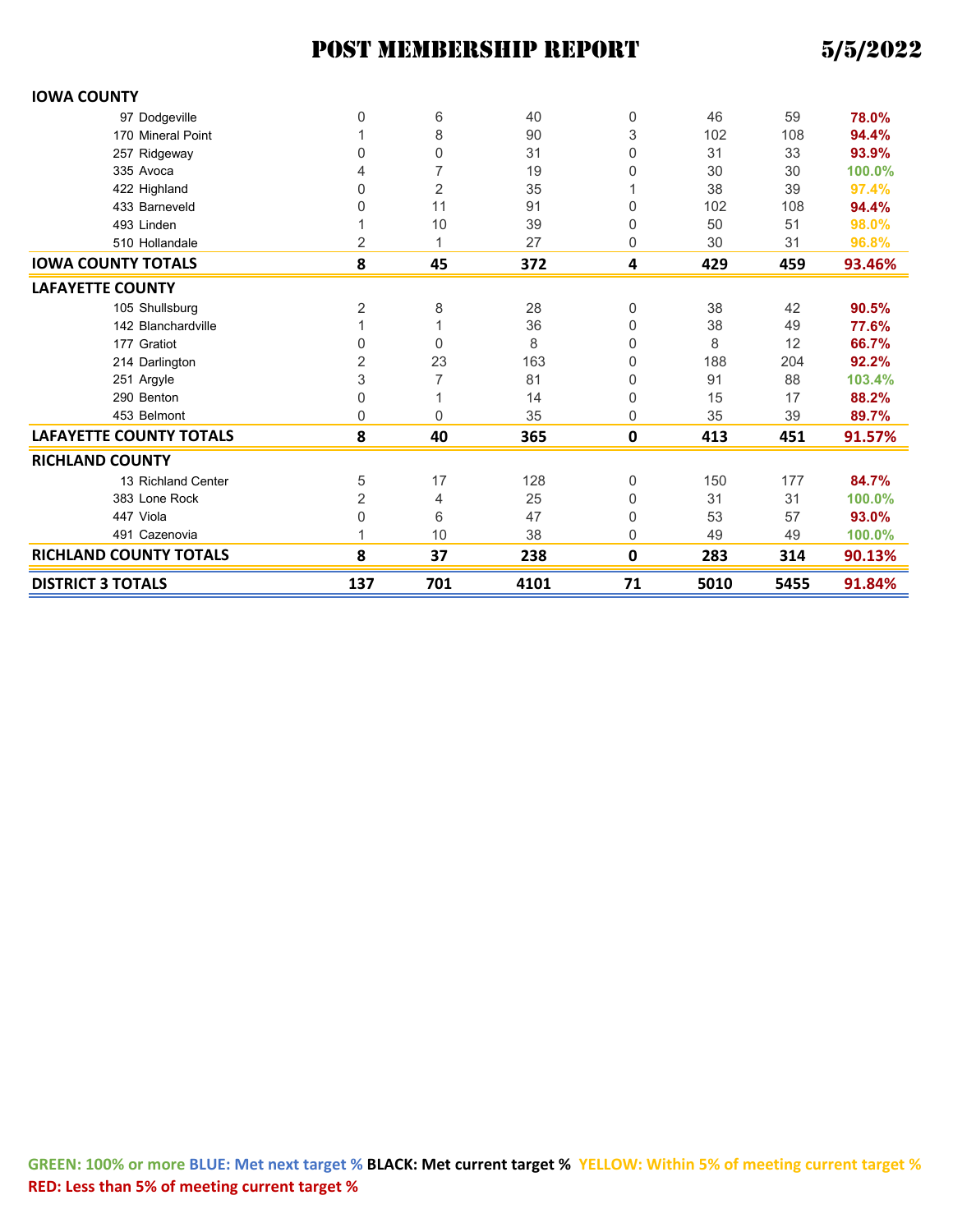# POST MEMBERSHIP REPORT 5/5/2022

| | | | | | | | |
|---|---|---|---|---|---|---|---|
| **IOWA COUNTY** | | | | | | | |
| 97 Dodgeville | 0 | 6 | 40 | 0 | 46 | 59 | **78.0%** |
| 170 Mineral Point | 1 | 8 | 90 | 3 | 102 | 108 | **94.4%** |
| 257 Ridgeway | 0 | 0 | 31 | 0 | 31 | 33 | **93.9%** |
| 335 Avoca | 4 | 7 | 19 | 0 | 30 | 30 | **100.0%** |
| 422 Highland | 0 | 2 | 35 | 1 | 38 | 39 | **97.4%** |
| 433 Barneveld | 0 | 11 | 91 | 0 | 102 | 108 | **94.4%** |
| 493 Linden | 1 | 10 | 39 | 0 | 50 | 51 | **98.0%** |
| 510 Hollandale | 2 | 1 | 27 | 0 | 30 | 31 | **96.8%** |
| **IOWA COUNTY TOTALS** | **8** | **45** | **372** | **4** | **429** | **459** | **93.46%** |
| **LAFAYETTE COUNTY** | | | | | | | |
| 105 Shullsburg | 2 | 8 | 28 | 0 | 38 | 42 | **90.5%** |
| 142 Blanchardville | 1 | 1 | 36 | 0 | 38 | 49 | **77.6%** |
| 177 Gratiot | 0 | 0 | 8 | 0 | 8 | 12 | **66.7%** |
| 214 Darlington | 2 | 23 | 163 | 0 | 188 | 204 | **92.2%** |
| 251 Argyle | 3 | 7 | 81 | 0 | 91 | 88 | **103.4%** |
| 290 Benton | 0 | 1 | 14 | 0 | 15 | 17 | **88.2%** |
| 453 Belmont | 0 | 0 | 35 | 0 | 35 | 39 | **89.7%** |
| **LAFAYETTE COUNTY TOTALS** | **8** | **40** | **365** | **0** | **413** | **451** | **91.57%** |
| **RICHLAND COUNTY** | | | | | | | |
| 13 Richland Center | 5 | 17 | 128 | 0 | 150 | 177 | **84.7%** |
| 383 Lone Rock | 2 | 4 | 25 | 0 | 31 | 31 | **100.0%** |
| 447 Viola | 0 | 6 | 47 | 0 | 53 | 57 | **93.0%** |
| 491 Cazenovia | 1 | 10 | 38 | 0 | 49 | 49 | **100.0%** |
| **RICHLAND COUNTY TOTALS** | **8** | **37** | **238** | **0** | **283** | **314** | **90.13%** |
| **DISTRICT 3 TOTALS** | **137** | **701** | **4101** | **71** | **5010** | **5455** | **91.84%** |

**GREEN: 100% or more BLUE: Met next target % BLACK: Met current target % YELLOW: Within 5% of meeting current target % RED: Less than 5% of meeting current target %**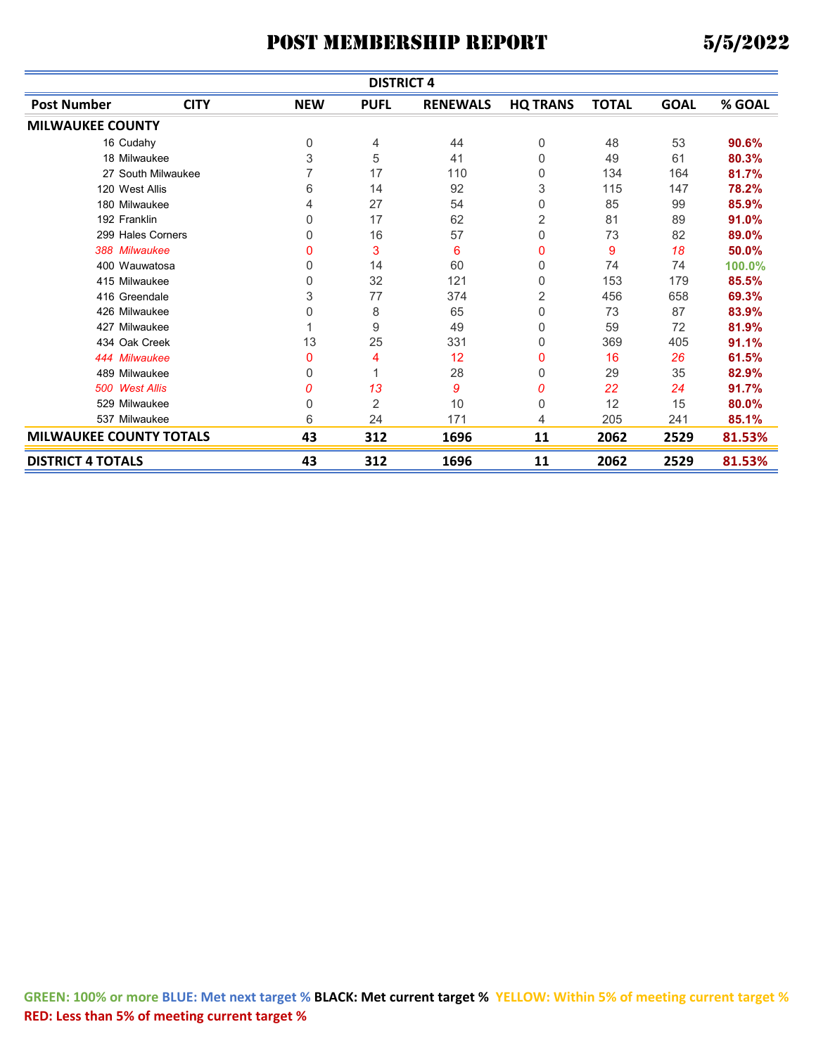# POST MEMBERSHIP REPORT 5/5/2022

## DISTRICT 4

| Post Number | CITY | NEW | PUFL | RENEWALS | HQ TRANS | TOTAL | GOAL | % GOAL |
|---|---|---|---|---|---|---|---|---|
| **MILWAUKEE COUNTY** | | | | | | | | |
| 16 | Cudahy | 0 | 4 | 44 | 0 | 48 | 53 | **90.6%** |
| 18 | Milwaukee | 3 | 5 | 41 | 0 | 49 | 61 | **80.3%** |
| 27 | South Milwaukee | 7 | 17 | 110 | 0 | 134 | 164 | **81.7%** |
| 120 | West Allis | 6 | 14 | 92 | 3 | 115 | 147 | **78.2%** |
| 180 | Milwaukee | 4 | 27 | 54 | 0 | 85 | 99 | **85.9%** |
| 192 | Franklin | 0 | 17 | 62 | 2 | 81 | 89 | **91.0%** |
| 299 | Hales Corners | 0 | 16 | 57 | 0 | 73 | 82 | **89.0%** |
| *388* | *Milwaukee* | 0 | 3 | 6 | 0 | 9 | *18* | **50.0%** |
| 400 | Wauwatosa | 0 | 14 | 60 | 0 | 74 | 74 | **100.0%** |
| 415 | Milwaukee | 0 | 32 | 121 | 0 | 153 | 179 | **85.5%** |
| 416 | Greendale | 3 | 77 | 374 | 2 | 456 | 658 | **69.3%** |
| 426 | Milwaukee | 0 | 8 | 65 | 0 | 73 | 87 | **83.9%** |
| 427 | Milwaukee | 1 | 9 | 49 | 0 | 59 | 72 | **81.9%** |
| 434 | Oak Creek | 13 | 25 | 331 | 0 | 369 | 405 | **91.1%** |
| *444* | *Milwaukee* | 0 | 4 | 12 | 0 | 16 | *26* | **61.5%** |
| 489 | Milwaukee | 0 | 1 | 28 | 0 | 29 | 35 | **82.9%** |
| *500* | *West Allis* | *0* | *13* | *9* | *0* | *22* | *24* | **91.7%** |
| 529 | Milwaukee | 0 | 2 | 10 | 0 | 12 | 15 | **80.0%** |
| 537 | Milwaukee | 6 | 24 | 171 | 4 | 205 | 241 | **85.1%** |
| **MILWAUKEE COUNTY TOTALS** | | **43** | **312** | **1696** | **11** | **2062** | **2529** | **81.53%** |
| **DISTRICT 4 TOTALS** | | **43** | **312** | **1696** | **11** | **2062** | **2529** | **81.53%** |

**GREEN: 100% or more BLUE: Met next target % BLACK: Met current target % YELLOW: Within 5% of meeting current target % RED: Less than 5% of meeting current target %**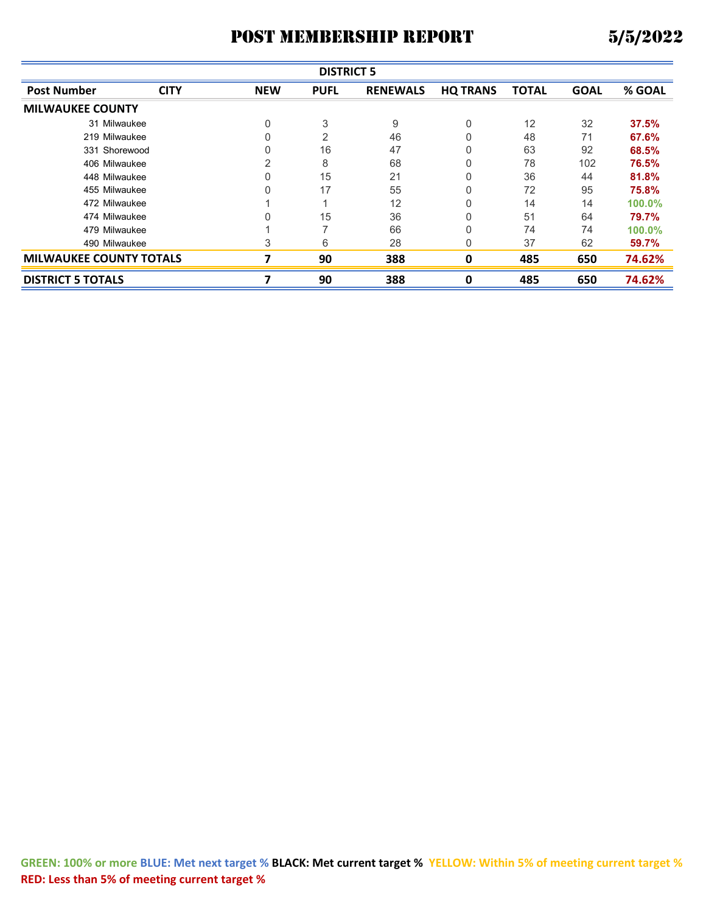# POST MEMBERSHIP REPORT

5/5/2022

| DISTRICT 5 | | | | | | | | |
|---|---|---|---|---|---|---|---|---|
| **Post Number** | **CITY** | **NEW** | **PUFL** | **RENEWALS** | **HQ TRANS** | **TOTAL** | **GOAL** | **% GOAL** |
| **MILWAUKEE COUNTY** | | | | | | | | |
| 31 | Milwaukee | 0 | 3 | 9 | 0 | 12 | 32 | **37.5%** |
| 219 | Milwaukee | 0 | 2 | 46 | 0 | 48 | 71 | **67.6%** |
| 331 | Shorewood | 0 | 16 | 47 | 0 | 63 | 92 | **68.5%** |
| 406 | Milwaukee | 2 | 8 | 68 | 0 | 78 | 102 | **76.5%** |
| 448 | Milwaukee | 0 | 15 | 21 | 0 | 36 | 44 | **81.8%** |
| 455 | Milwaukee | 0 | 17 | 55 | 0 | 72 | 95 | **75.8%** |
| 472 | Milwaukee | 1 | 1 | 12 | 0 | 14 | 14 | **100.0%** |
| 474 | Milwaukee | 0 | 15 | 36 | 0 | 51 | 64 | **79.7%** |
| 479 | Milwaukee | 1 | 7 | 66 | 0 | 74 | 74 | **100.0%** |
| 490 | Milwaukee | 3 | 6 | 28 | 0 | 37 | 62 | **59.7%** |
| **MILWAUKEE COUNTY TOTALS** | | **7** | **90** | **388** | **0** | **485** | **650** | **74.62%** |
| **DISTRICT 5 TOTALS** | | **7** | **90** | **388** | **0** | **485** | **650** | **74.62%** |

**GREEN: 100% or more** **BLUE: Met next target %** **BLACK: Met current target %** **YELLOW: Within 5% of meeting current target %** **RED: Less than 5% of meeting current target %**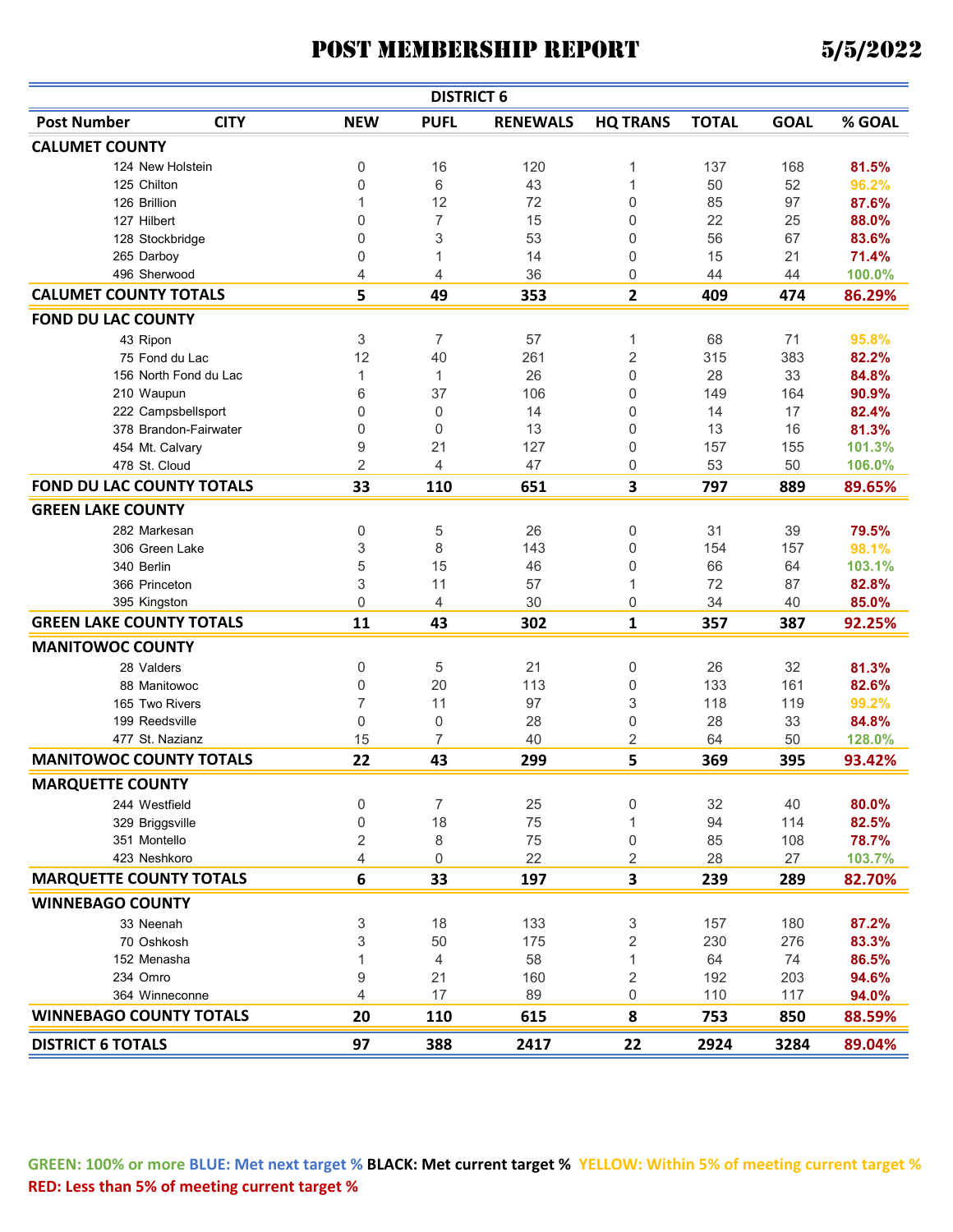# POST MEMBERSHIP REPORT 5/5/2022

| DISTRICT 6 | | | | | | | | |
|---|---|---|---|---|---|---|---|---|
| **Post Number** | **CITY** | **NEW** | **PUFL** | **RENEWALS** | **HQ TRANS** | **TOTAL** | **GOAL** | **% GOAL** |
| **CALUMET COUNTY** | | | | | | | | |
| 124 | New Holstein | 0 | 16 | 120 | 1 | 137 | 168 | 81.5% |
| 125 | Chilton | 0 | 6 | 43 | 1 | 50 | 52 | 96.2% |
| 126 | Brillion | 1 | 12 | 72 | 0 | 85 | 97 | 87.6% |
| 127 | Hilbert | 0 | 7 | 15 | 0 | 22 | 25 | 88.0% |
| 128 | Stockbridge | 0 | 3 | 53 | 0 | 56 | 67 | 83.6% |
| 265 | Darboy | 0 | 1 | 14 | 0 | 15 | 21 | 71.4% |
| 496 | Sherwood | 4 | 4 | 36 | 0 | 44 | 44 | 100.0% |
| **CALUMET COUNTY TOTALS** | | **5** | **49** | **353** | **2** | **409** | **474** | **86.29%** |
| **FOND DU LAC COUNTY** | | | | | | | | |
| 43 | Ripon | 3 | 7 | 57 | 1 | 68 | 71 | 95.8% |
| 75 | Fond du Lac | 12 | 40 | 261 | 2 | 315 | 383 | 82.2% |
| 156 | North Fond du Lac | 1 | 1 | 26 | 0 | 28 | 33 | 84.8% |
| 210 | Waupun | 6 | 37 | 106 | 0 | 149 | 164 | 90.9% |
| 222 | Campsbellsport | 0 | 0 | 14 | 0 | 14 | 17 | 82.4% |
| 378 | Brandon-Fairwater | 0 | 0 | 13 | 0 | 13 | 16 | 81.3% |
| 454 | Mt. Calvary | 9 | 21 | 127 | 0 | 157 | 155 | 101.3% |
| 478 | St. Cloud | 2 | 4 | 47 | 0 | 53 | 50 | 106.0% |
| **FOND DU LAC COUNTY TOTALS** | | **33** | **110** | **651** | **3** | **797** | **889** | **89.65%** |
| **GREEN LAKE COUNTY** | | | | | | | | |
| 282 | Markesan | 0 | 5 | 26 | 0 | 31 | 39 | 79.5% |
| 306 | Green Lake | 3 | 8 | 143 | 0 | 154 | 157 | 98.1% |
| 340 | Berlin | 5 | 15 | 46 | 0 | 66 | 64 | 103.1% |
| 366 | Princeton | 3 | 11 | 57 | 1 | 72 | 87 | 82.8% |
| 395 | Kingston | 0 | 4 | 30 | 0 | 34 | 40 | 85.0% |
| **GREEN LAKE COUNTY TOTALS** | | **11** | **43** | **302** | **1** | **357** | **387** | **92.25%** |
| **MANITOWOC COUNTY** | | | | | | | | |
| 28 | Valders | 0 | 5 | 21 | 0 | 26 | 32 | 81.3% |
| 88 | Manitowoc | 0 | 20 | 113 | 0 | 133 | 161 | 82.6% |
| 165 | Two Rivers | 7 | 11 | 97 | 3 | 118 | 119 | 99.2% |
| 199 | Reedsville | 0 | 0 | 28 | 0 | 28 | 33 | 84.8% |
| 477 | St. Nazianz | 15 | 7 | 40 | 2 | 64 | 50 | 128.0% |
| **MANITOWOC COUNTY TOTALS** | | **22** | **43** | **299** | **5** | **369** | **395** | **93.42%** |
| **MARQUETTE COUNTY** | | | | | | | | |
| 244 | Westfield | 0 | 7 | 25 | 0 | 32 | 40 | 80.0% |
| 329 | Briggsville | 0 | 18 | 75 | 1 | 94 | 114 | 82.5% |
| 351 | Montello | 2 | 8 | 75 | 0 | 85 | 108 | 78.7% |
| 423 | Neshkoro | 4 | 0 | 22 | 2 | 28 | 27 | 103.7% |
| **MARQUETTE COUNTY TOTALS** | | **6** | **33** | **197** | **3** | **239** | **289** | **82.70%** |
| **WINNEBAGO COUNTY** | | | | | | | | |
| 33 | Neenah | 3 | 18 | 133 | 3 | 157 | 180 | 87.2% |
| 70 | Oshkosh | 3 | 50 | 175 | 2 | 230 | 276 | 83.3% |
| 152 | Menasha | 1 | 4 | 58 | 1 | 64 | 74 | 86.5% |
| 234 | Omro | 9 | 21 | 160 | 2 | 192 | 203 | 94.6% |
| 364 | Winneconne | 4 | 17 | 89 | 0 | 110 | 117 | 94.0% |
| **WINNEBAGO COUNTY TOTALS** | | **20** | **110** | **615** | **8** | **753** | **850** | **88.59%** |
| **DISTRICT 6 TOTALS** | | **97** | **388** | **2417** | **22** | **2924** | **3284** | **89.04%** |

**GREEN: 100% or more** **BLUE: Met next target %** **BLACK: Met current target %** **YELLOW: Within 5% of meeting current target %** **RED: Less than 5% of meeting current target %**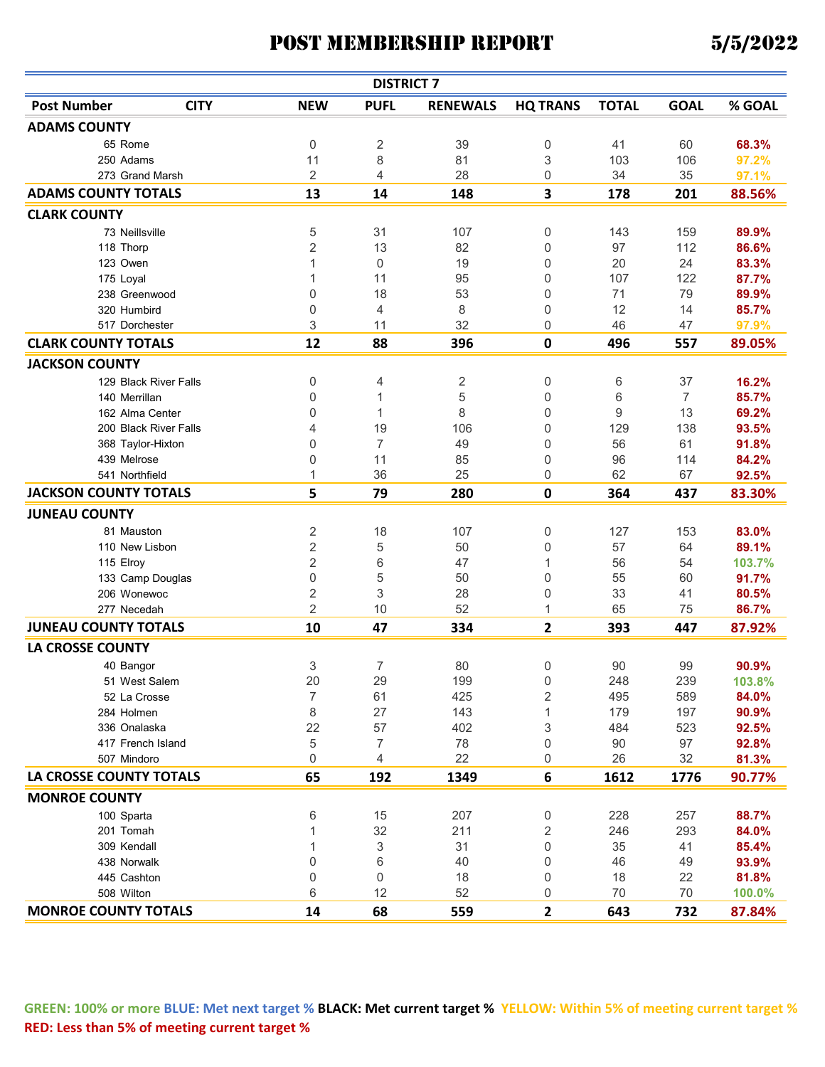# POST MEMBERSHIP REPORT 5/5/2022

## DISTRICT 7

| Post Number | CITY | NEW | PUFL | RENEWALS | HQ TRANS | TOTAL | GOAL | % GOAL |
|---|---|---|---|---|---|---|---|---|
| **ADAMS COUNTY** | | | | | | | | |
| 65 | Rome | 0 | 2 | 39 | 0 | 41 | 60 | 68.3% |
| 250 | Adams | 11 | 8 | 81 | 3 | 103 | 106 | 97.2% |
| 273 | Grand Marsh | 2 | 4 | 28 | 0 | 34 | 35 | 97.1% |
| **ADAMS COUNTY TOTALS** | | **13** | **14** | **148** | **3** | **178** | **201** | **88.56%** |
| **CLARK COUNTY** | | | | | | | | |
| 73 | Neillsville | 5 | 31 | 107 | 0 | 143 | 159 | 89.9% |
| 118 | Thorp | 2 | 13 | 82 | 0 | 97 | 112 | 86.6% |
| 123 | Owen | 1 | 0 | 19 | 0 | 20 | 24 | 83.3% |
| 175 | Loyal | 1 | 11 | 95 | 0 | 107 | 122 | 87.7% |
| 238 | Greenwood | 0 | 18 | 53 | 0 | 71 | 79 | 89.9% |
| 320 | Humbird | 0 | 4 | 8 | 0 | 12 | 14 | 85.7% |
| 517 | Dorchester | 3 | 11 | 32 | 0 | 46 | 47 | 97.9% |
| **CLARK COUNTY TOTALS** | | **12** | **88** | **396** | **0** | **496** | **557** | **89.05%** |
| **JACKSON COUNTY** | | | | | | | | |
| 129 | Black River Falls | 0 | 4 | 2 | 0 | 6 | 37 | 16.2% |
| 140 | Merrillan | 0 | 1 | 5 | 0 | 6 | 7 | 85.7% |
| 162 | Alma Center | 0 | 1 | 8 | 0 | 9 | 13 | 69.2% |
| 200 | Black River Falls | 4 | 19 | 106 | 0 | 129 | 138 | 93.5% |
| 368 | Taylor-Hixton | 0 | 7 | 49 | 0 | 56 | 61 | 91.8% |
| 439 | Melrose | 0 | 11 | 85 | 0 | 96 | 114 | 84.2% |
| 541 | Northfield | 1 | 36 | 25 | 0 | 62 | 67 | 92.5% |
| **JACKSON COUNTY TOTALS** | | **5** | **79** | **280** | **0** | **364** | **437** | **83.30%** |
| **JUNEAU COUNTY** | | | | | | | | |
| 81 | Mauston | 2 | 18 | 107 | 0 | 127 | 153 | 83.0% |
| 110 | New Lisbon | 2 | 5 | 50 | 0 | 57 | 64 | 89.1% |
| 115 | Elroy | 2 | 6 | 47 | 1 | 56 | 54 | 103.7% |
| 133 | Camp Douglas | 0 | 5 | 50 | 0 | 55 | 60 | 91.7% |
| 206 | Wonewoc | 2 | 3 | 28 | 0 | 33 | 41 | 80.5% |
| 277 | Necedah | 2 | 10 | 52 | 1 | 65 | 75 | 86.7% |
| **JUNEAU COUNTY TOTALS** | | **10** | **47** | **334** | **2** | **393** | **447** | **87.92%** |
| **LA CROSSE COUNTY** | | | | | | | | |
| 40 | Bangor | 3 | 7 | 80 | 0 | 90 | 99 | 90.9% |
| 51 | West Salem | 20 | 29 | 199 | 0 | 248 | 239 | 103.8% |
| 52 | La Crosse | 7 | 61 | 425 | 2 | 495 | 589 | 84.0% |
| 284 | Holmen | 8 | 27 | 143 | 1 | 179 | 197 | 90.9% |
| 336 | Onalaska | 22 | 57 | 402 | 3 | 484 | 523 | 92.5% |
| 417 | French Island | 5 | 7 | 78 | 0 | 90 | 97 | 92.8% |
| 507 | Mindoro | 0 | 4 | 22 | 0 | 26 | 32 | 81.3% |
| **LA CROSSE COUNTY TOTALS** | | **65** | **192** | **1349** | **6** | **1612** | **1776** | **90.77%** |
| **MONROE COUNTY** | | | | | | | | |
| 100 | Sparta | 6 | 15 | 207 | 0 | 228 | 257 | 88.7% |
| 201 | Tomah | 1 | 32 | 211 | 2 | 246 | 293 | 84.0% |
| 309 | Kendall | 1 | 3 | 31 | 0 | 35 | 41 | 85.4% |
| 438 | Norwalk | 0 | 6 | 40 | 0 | 46 | 49 | 93.9% |
| 445 | Cashton | 0 | 0 | 18 | 0 | 18 | 22 | 81.8% |
| 508 | Wilton | 6 | 12 | 52 | 0 | 70 | 70 | 100.0% |
| **MONROE COUNTY TOTALS** | | **14** | **68** | **559** | **2** | **643** | **732** | **87.84%** |

**GREEN: 100% or more** **BLUE: Met next target %** **BLACK: Met current target %** **YELLOW: Within 5% of meeting current target %** **RED: Less than 5% of meeting current target %**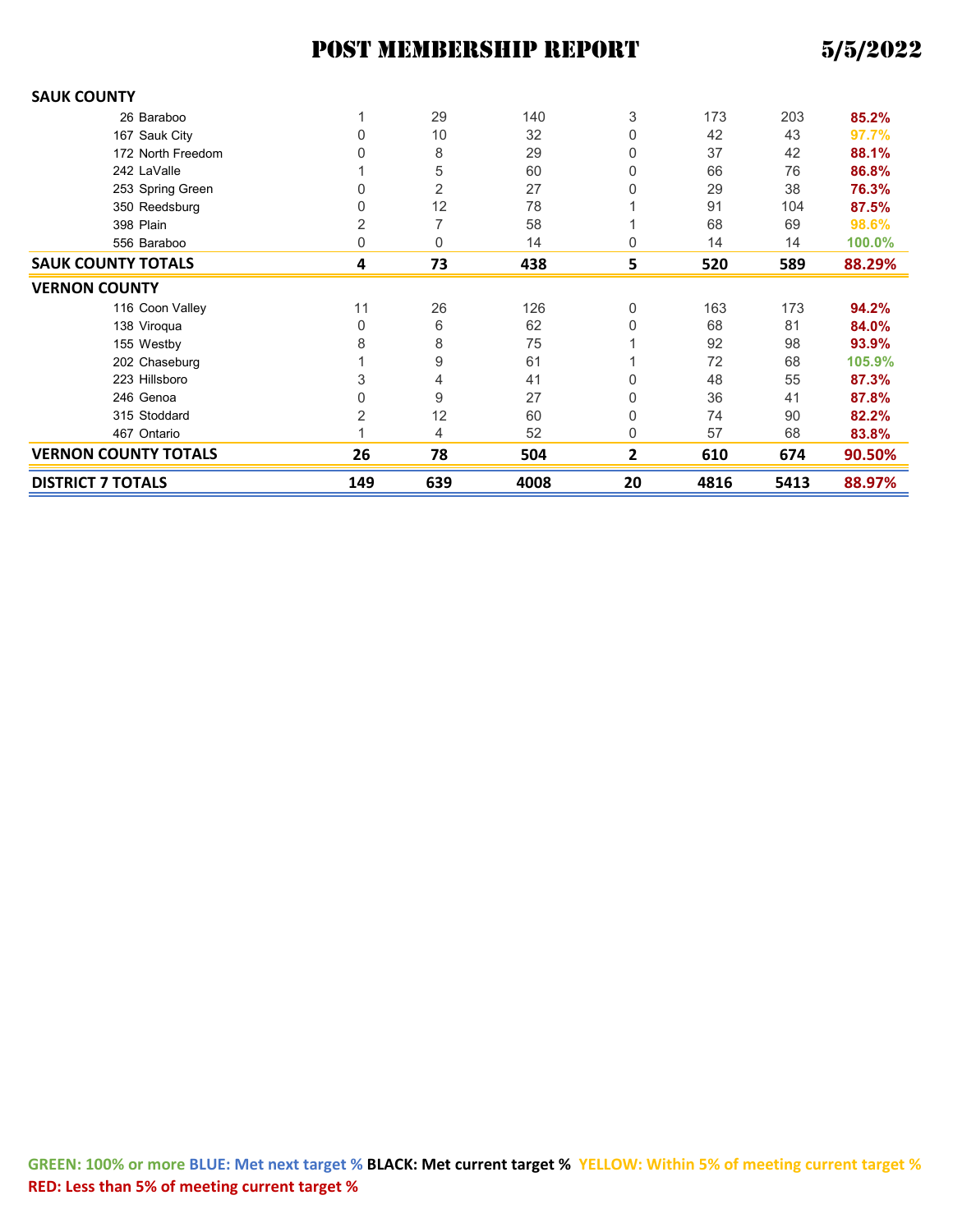# POST MEMBERSHIP REPORT 5/5/2022

| | | | | | | | |
|---|---|---|---|---|---|---|---|
| **SAUK COUNTY** | | | | | | | |
| 26 Baraboo | 1 | 29 | 140 | 3 | 173 | 203 | **85.2%** |
| 167 Sauk City | 0 | 10 | 32 | 0 | 42 | 43 | **97.7%** |
| 172 North Freedom | 0 | 8 | 29 | 0 | 37 | 42 | **88.1%** |
| 242 LaValle | 1 | 5 | 60 | 0 | 66 | 76 | **86.8%** |
| 253 Spring Green | 0 | 2 | 27 | 0 | 29 | 38 | **76.3%** |
| 350 Reedsburg | 0 | 12 | 78 | 1 | 91 | 104 | **87.5%** |
| 398 Plain | 2 | 7 | 58 | 1 | 68 | 69 | **98.6%** |
| 556 Baraboo | 0 | 0 | 14 | 0 | 14 | 14 | **100.0%** |
| **SAUK COUNTY TOTALS** | **4** | **73** | **438** | **5** | **520** | **589** | **88.29%** |
| **VERNON COUNTY** | | | | | | | |
| 116 Coon Valley | 11 | 26 | 126 | 0 | 163 | 173 | **94.2%** |
| 138 Viroqua | 0 | 6 | 62 | 0 | 68 | 81 | **84.0%** |
| 155 Westby | 8 | 8 | 75 | 1 | 92 | 98 | **93.9%** |
| 202 Chaseburg | 1 | 9 | 61 | 1 | 72 | 68 | **105.9%** |
| 223 Hillsboro | 3 | 4 | 41 | 0 | 48 | 55 | **87.3%** |
| 246 Genoa | 0 | 9 | 27 | 0 | 36 | 41 | **87.8%** |
| 315 Stoddard | 2 | 12 | 60 | 0 | 74 | 90 | **82.2%** |
| 467 Ontario | 1 | 4 | 52 | 0 | 57 | 68 | **83.8%** |
| **VERNON COUNTY TOTALS** | **26** | **78** | **504** | **2** | **610** | **674** | **90.50%** |
| **DISTRICT 7 TOTALS** | **149** | **639** | **4008** | **20** | **4816** | **5413** | **88.97%** |

**GREEN: 100% or more BLUE: Met next target % BLACK: Met current target % YELLOW: Within 5% of meeting current target % RED: Less than 5% of meeting current target %**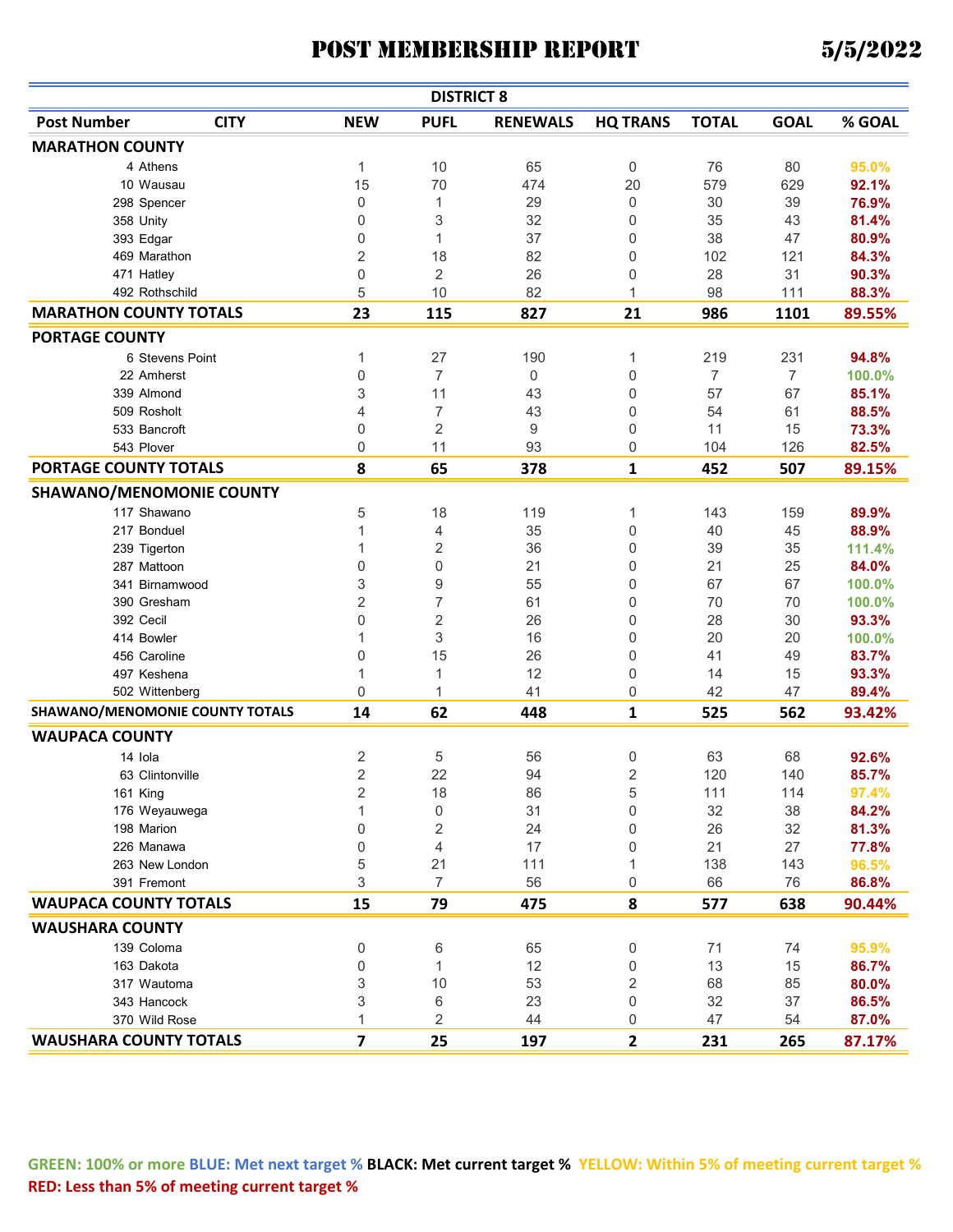# POST MEMBERSHIP REPORT

**5/5/2022**

**DISTRICT 8**

| Post Number | CITY | NEW | PUFL | RENEWALS | HQ TRANS | TOTAL | GOAL | % GOAL |
|---|---|---|---|---|---|---|---|---|
| **MARATHON COUNTY** | | | | | | | | |
| 4 | Athens | 1 | 10 | 65 | 0 | 76 | 80 | 95.0% |
| 10 | Wausau | 15 | 70 | 474 | 20 | 579 | 629 | 92.1% |
| 298 | Spencer | 0 | 1 | 29 | 0 | 30 | 39 | 76.9% |
| 358 | Unity | 0 | 3 | 32 | 0 | 35 | 43 | 81.4% |
| 393 | Edgar | 0 | 1 | 37 | 0 | 38 | 47 | 80.9% |
| 469 | Marathon | 2 | 18 | 82 | 0 | 102 | 121 | 84.3% |
| 471 | Hatley | 0 | 2 | 26 | 0 | 28 | 31 | 90.3% |
| 492 | Rothschild | 5 | 10 | 82 | 1 | 98 | 111 | 88.3% |
| **MARATHON COUNTY TOTALS** | | **23** | **115** | **827** | **21** | **986** | **1101** | **89.55%** |
| **PORTAGE COUNTY** | | | | | | | | |
| 6 | Stevens Point | 1 | 27 | 190 | 1 | 219 | 231 | 94.8% |
| 22 | Amherst | 0 | 7 | 0 | 0 | 7 | 7 | 100.0% |
| 339 | Almond | 3 | 11 | 43 | 0 | 57 | 67 | 85.1% |
| 509 | Rosholt | 4 | 7 | 43 | 0 | 54 | 61 | 88.5% |
| 533 | Bancroft | 0 | 2 | 9 | 0 | 11 | 15 | 73.3% |
| 543 | Plover | 0 | 11 | 93 | 0 | 104 | 126 | 82.5% |
| **PORTAGE COUNTY TOTALS** | | **8** | **65** | **378** | **1** | **452** | **507** | **89.15%** |
| **SHAWANO/MENOMONIE COUNTY** | | | | | | | | |
| 117 | Shawano | 5 | 18 | 119 | 1 | 143 | 159 | 89.9% |
| 217 | Bonduel | 1 | 4 | 35 | 0 | 40 | 45 | 88.9% |
| 239 | Tigerton | 1 | 2 | 36 | 0 | 39 | 35 | 111.4% |
| 287 | Mattoon | 0 | 0 | 21 | 0 | 21 | 25 | 84.0% |
| 341 | Birnamwood | 3 | 9 | 55 | 0 | 67 | 67 | 100.0% |
| 390 | Gresham | 2 | 7 | 61 | 0 | 70 | 70 | 100.0% |
| 392 | Cecil | 0 | 2 | 26 | 0 | 28 | 30 | 93.3% |
| 414 | Bowler | 1 | 3 | 16 | 0 | 20 | 20 | 100.0% |
| 456 | Caroline | 0 | 15 | 26 | 0 | 41 | 49 | 83.7% |
| 497 | Keshena | 1 | 1 | 12 | 0 | 14 | 15 | 93.3% |
| 502 | Wittenberg | 0 | 1 | 41 | 0 | 42 | 47 | 89.4% |
| **SHAWANO/MENOMONIE COUNTY TOTALS** | | **14** | **62** | **448** | **1** | **525** | **562** | **93.42%** |
| **WAUPACA COUNTY** | | | | | | | | |
| 14 | Iola | 2 | 5 | 56 | 0 | 63 | 68 | 92.6% |
| 63 | Clintonville | 2 | 22 | 94 | 2 | 120 | 140 | 85.7% |
| 161 | King | 2 | 18 | 86 | 5 | 111 | 114 | 97.4% |
| 176 | Weyauwega | 1 | 0 | 31 | 0 | 32 | 38 | 84.2% |
| 198 | Marion | 0 | 2 | 24 | 0 | 26 | 32 | 81.3% |
| 226 | Manawa | 0 | 4 | 17 | 0 | 21 | 27 | 77.8% |
| 263 | New London | 5 | 21 | 111 | 1 | 138 | 143 | 96.5% |
| 391 | Fremont | 3 | 7 | 56 | 0 | 66 | 76 | 86.8% |
| **WAUPACA COUNTY TOTALS** | | **15** | **79** | **475** | **8** | **577** | **638** | **90.44%** |
| **WAUSHARA COUNTY** | | | | | | | | |
| 139 | Coloma | 0 | 6 | 65 | 0 | 71 | 74 | 95.9% |
| 163 | Dakota | 0 | 1 | 12 | 0 | 13 | 15 | 86.7% |
| 317 | Wautoma | 3 | 10 | 53 | 2 | 68 | 85 | 80.0% |
| 343 | Hancock | 3 | 6 | 23 | 0 | 32 | 37 | 86.5% |
| 370 | Wild Rose | 1 | 2 | 44 | 0 | 47 | 54 | 87.0% |
| **WAUSHARA COUNTY TOTALS** | | **7** | **25** | **197** | **2** | **231** | **265** | **87.17%** |

**GREEN: 100% or more BLUE: Met next target % BLACK: Met current target % YELLOW: Within 5% of meeting current target % RED: Less than 5% of meeting current target %**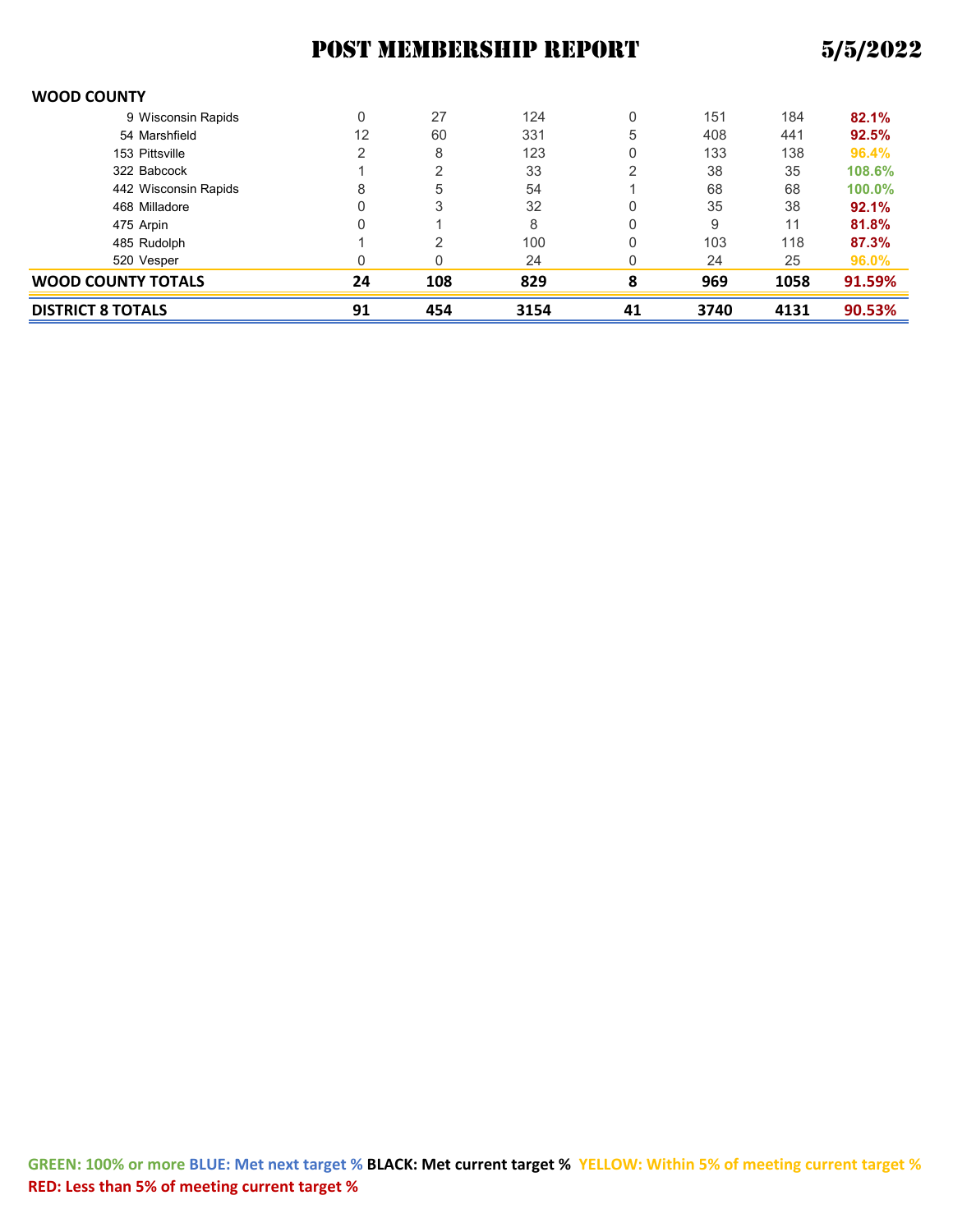# POST MEMBERSHIP REPORT 5/5/2022

| WOOD COUNTY | | | | | | | |
|---|---|---|---|---|---|---|---|
| 9 Wisconsin Rapids | 0 | 27 | 124 | 0 | 151 | 184 | 82.1% |
| 54 Marshfield | 12 | 60 | 331 | 5 | 408 | 441 | 92.5% |
| 153 Pittsville | 2 | 8 | 123 | 0 | 133 | 138 | 96.4% |
| 322 Babcock | 1 | 2 | 33 | 2 | 38 | 35 | 108.6% |
| 442 Wisconsin Rapids | 8 | 5 | 54 | 1 | 68 | 68 | 100.0% |
| 468 Milladore | 0 | 3 | 32 | 0 | 35 | 38 | 92.1% |
| 475 Arpin | 0 | 1 | 8 | 0 | 9 | 11 | 81.8% |
| 485 Rudolph | 1 | 2 | 100 | 0 | 103 | 118 | 87.3% |
| 520 Vesper | 0 | 0 | 24 | 0 | 24 | 25 | 96.0% |
| **WOOD COUNTY TOTALS** | **24** | **108** | **829** | **8** | **969** | **1058** | **91.59%** |
| **DISTRICT 8 TOTALS** | **91** | **454** | **3154** | **41** | **3740** | **4131** | **90.53%** |

**GREEN: 100% or more BLUE: Met next target % BLACK: Met current target % YELLOW: Within 5% of meeting current target % RED: Less than 5% of meeting current target %**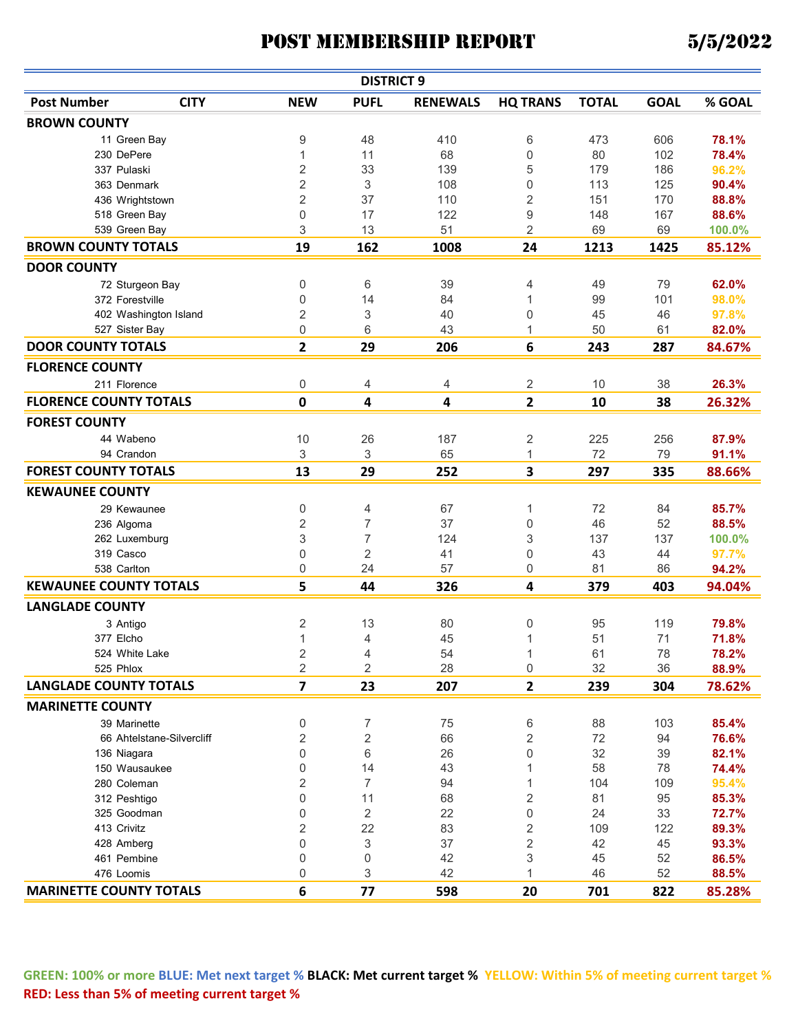# POST MEMBERSHIP REPORT 5/5/2022

## DISTRICT 9

| Post Number | CITY | NEW | PUFL | RENEWALS | HQ TRANS | TOTAL | GOAL | % GOAL |
|---|---|---|---|---|---|---|---|---|
| **BROWN COUNTY** | | | | | | | | |
| 11 | Green Bay | 9 | 48 | 410 | 6 | 473 | 606 | 78.1% |
| 230 | DePere | 1 | 11 | 68 | 0 | 80 | 102 | 78.4% |
| 337 | Pulaski | 2 | 33 | 139 | 5 | 179 | 186 | 96.2% |
| 363 | Denmark | 2 | 3 | 108 | 0 | 113 | 125 | 90.4% |
| 436 | Wrightstown | 2 | 37 | 110 | 2 | 151 | 170 | 88.8% |
| 518 | Green Bay | 0 | 17 | 122 | 9 | 148 | 167 | 88.6% |
| 539 | Green Bay | 3 | 13 | 51 | 2 | 69 | 69 | 100.0% |
| **BROWN COUNTY TOTALS** | | **19** | **162** | **1008** | **24** | **1213** | **1425** | **85.12%** |
| **DOOR COUNTY** | | | | | | | | |
| 72 | Sturgeon Bay | 0 | 6 | 39 | 4 | 49 | 79 | 62.0% |
| 372 | Forestville | 0 | 14 | 84 | 1 | 99 | 101 | 98.0% |
| 402 | Washington Island | 2 | 3 | 40 | 0 | 45 | 46 | 97.8% |
| 527 | Sister Bay | 0 | 6 | 43 | 1 | 50 | 61 | 82.0% |
| **DOOR COUNTY TOTALS** | | **2** | **29** | **206** | **6** | **243** | **287** | **84.67%** |
| **FLORENCE COUNTY** | | | | | | | | |
| 211 | Florence | 0 | 4 | 4 | 2 | 10 | 38 | 26.3% |
| **FLORENCE COUNTY TOTALS** | | **0** | **4** | **4** | **2** | **10** | **38** | **26.32%** |
| **FOREST COUNTY** | | | | | | | | |
| 44 | Wabeno | 10 | 26 | 187 | 2 | 225 | 256 | 87.9% |
| 94 | Crandon | 3 | 3 | 65 | 1 | 72 | 79 | 91.1% |
| **FOREST COUNTY TOTALS** | | **13** | **29** | **252** | **3** | **297** | **335** | **88.66%** |
| **KEWAUNEE COUNTY** | | | | | | | | |
| 29 | Kewaunee | 0 | 4 | 67 | 1 | 72 | 84 | 85.7% |
| 236 | Algoma | 2 | 7 | 37 | 0 | 46 | 52 | 88.5% |
| 262 | Luxemburg | 3 | 7 | 124 | 3 | 137 | 137 | 100.0% |
| 319 | Casco | 0 | 2 | 41 | 0 | 43 | 44 | 97.7% |
| 538 | Carlton | 0 | 24 | 57 | 0 | 81 | 86 | 94.2% |
| **KEWAUNEE COUNTY TOTALS** | | **5** | **44** | **326** | **4** | **379** | **403** | **94.04%** |
| **LANGLADE COUNTY** | | | | | | | | |
| 3 | Antigo | 2 | 13 | 80 | 0 | 95 | 119 | 79.8% |
| 377 | Elcho | 1 | 4 | 45 | 1 | 51 | 71 | 71.8% |
| 524 | White Lake | 2 | 4 | 54 | 1 | 61 | 78 | 78.2% |
| 525 | Phlox | 2 | 2 | 28 | 0 | 32 | 36 | 88.9% |
| **LANGLADE COUNTY TOTALS** | | **7** | **23** | **207** | **2** | **239** | **304** | **78.62%** |
| **MARINETTE COUNTY** | | | | | | | | |
| 39 | Marinette | 0 | 7 | 75 | 6 | 88 | 103 | 85.4% |
| 66 | Ahtelstane-Silvercliff | 2 | 2 | 66 | 2 | 72 | 94 | 76.6% |
| 136 | Niagara | 0 | 6 | 26 | 0 | 32 | 39 | 82.1% |
| 150 | Wausaukee | 0 | 14 | 43 | 1 | 58 | 78 | 74.4% |
| 280 | Coleman | 2 | 7 | 94 | 1 | 104 | 109 | 95.4% |
| 312 | Peshtigo | 0 | 11 | 68 | 2 | 81 | 95 | 85.3% |
| 325 | Goodman | 0 | 2 | 22 | 0 | 24 | 33 | 72.7% |
| 413 | Crivitz | 2 | 22 | 83 | 2 | 109 | 122 | 89.3% |
| 428 | Amberg | 0 | 3 | 37 | 2 | 42 | 45 | 93.3% |
| 461 | Pembine | 0 | 0 | 42 | 3 | 45 | 52 | 86.5% |
| 476 | Loomis | 0 | 3 | 42 | 1 | 46 | 52 | 88.5% |
| **MARINETTE COUNTY TOTALS** | | **6** | **77** | **598** | **20** | **701** | **822** | **85.28%** |

**GREEN: 100% or more BLUE: Met next target % BLACK: Met current target % YELLOW: Within 5% of meeting current target % RED: Less than 5% of meeting current target %**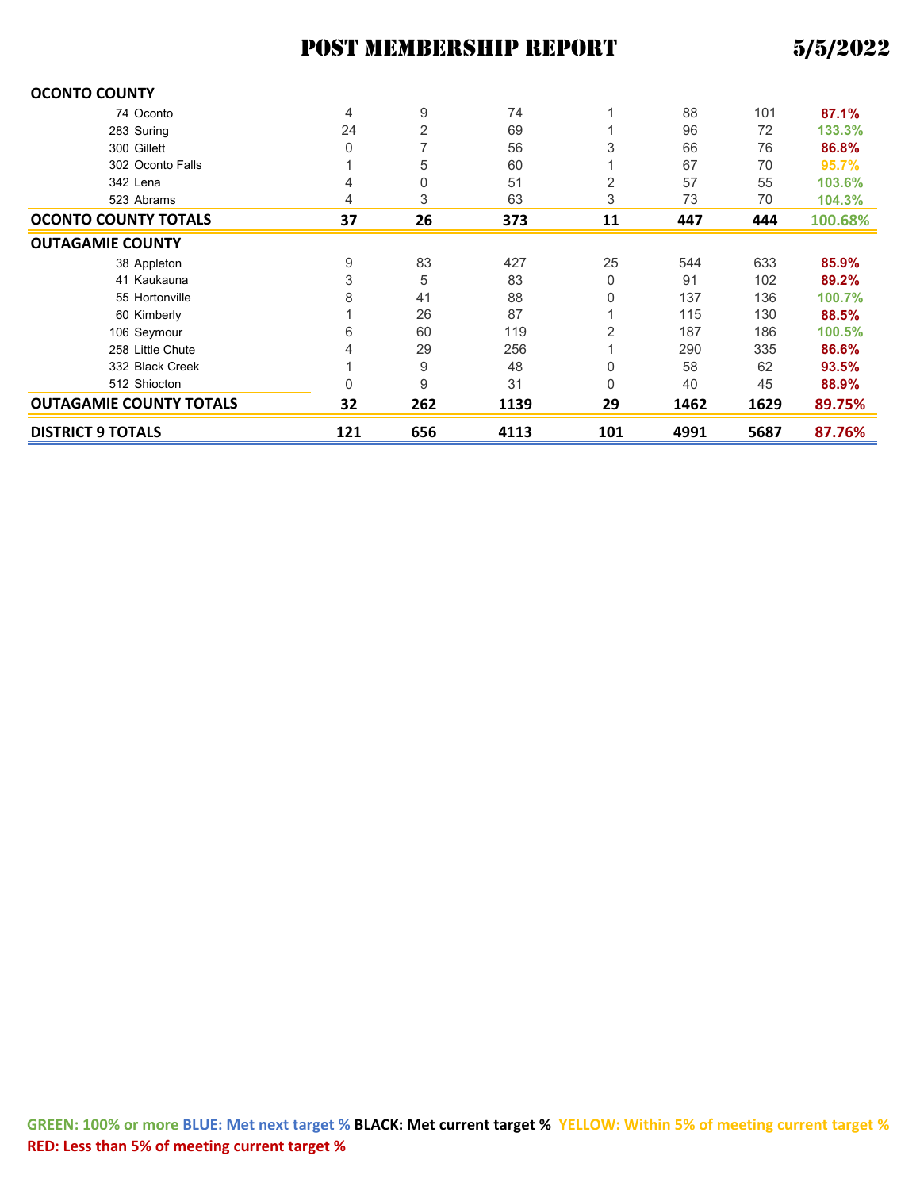# POST MEMBERSHIP REPORT 5/5/2022

| | | | | | | | |
|---|---|---|---|---|---|---|---|
| **OCONTO COUNTY** | | | | | | | |
| 74 Oconto | 4 | 9 | 74 | 1 | 88 | 101 | **87.1%** |
| 283 Suring | 24 | 2 | 69 | 1 | 96 | 72 | **133.3%** |
| 300 Gillett | 0 | 7 | 56 | 3 | 66 | 76 | **86.8%** |
| 302 Oconto Falls | 1 | 5 | 60 | 1 | 67 | 70 | **95.7%** |
| 342 Lena | 4 | 0 | 51 | 2 | 57 | 55 | **103.6%** |
| 523 Abrams | 4 | 3 | 63 | 3 | 73 | 70 | **104.3%** |
| **OCONTO COUNTY TOTALS** | **37** | **26** | **373** | **11** | **447** | **444** | **100.68%** |
| **OUTAGAMIE COUNTY** | | | | | | | |
| 38 Appleton | 9 | 83 | 427 | 25 | 544 | 633 | **85.9%** |
| 41 Kaukauna | 3 | 5 | 83 | 0 | 91 | 102 | **89.2%** |
| 55 Hortonville | 8 | 41 | 88 | 0 | 137 | 136 | **100.7%** |
| 60 Kimberly | 1 | 26 | 87 | 1 | 115 | 130 | **88.5%** |
| 106 Seymour | 6 | 60 | 119 | 2 | 187 | 186 | **100.5%** |
| 258 Little Chute | 4 | 29 | 256 | 1 | 290 | 335 | **86.6%** |
| 332 Black Creek | 1 | 9 | 48 | 0 | 58 | 62 | **93.5%** |
| 512 Shiocton | 0 | 9 | 31 | 0 | 40 | 45 | **88.9%** |
| **OUTAGAMIE COUNTY TOTALS** | **32** | **262** | **1139** | **29** | **1462** | **1629** | **89.75%** |
| **DISTRICT 9 TOTALS** | **121** | **656** | **4113** | **101** | **4991** | **5687** | **87.76%** |

**GREEN: 100% or more BLUE: Met next target % BLACK: Met current target % YELLOW: Within 5% of meeting current target % RED: Less than 5% of meeting current target %**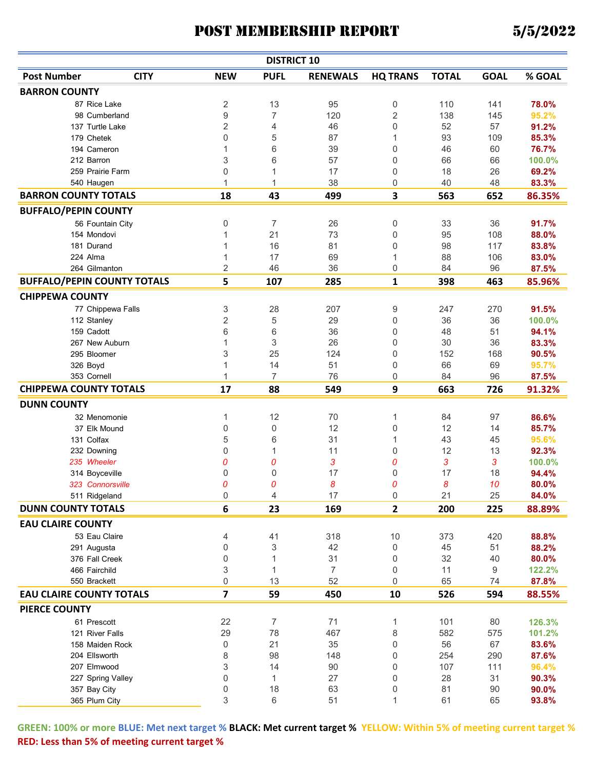# POST MEMBERSHIP REPORT 5/5/2022

**DISTRICT 10**

| Post Number | CITY | NEW | PUFL | RENEWALS | HQ TRANS | TOTAL | GOAL | % GOAL |
|---|---|---|---|---|---|---|---|---|
| **BARRON COUNTY** | | | | | | | | |
| 87 | Rice Lake | 2 | 13 | 95 | 0 | 110 | 141 | 78.0% |
| 98 | Cumberland | 9 | 7 | 120 | 2 | 138 | 145 | 95.2% |
| 137 | Turtle Lake | 2 | 4 | 46 | 0 | 52 | 57 | 91.2% |
| 179 | Chetek | 0 | 5 | 87 | 1 | 93 | 109 | 85.3% |
| 194 | Cameron | 1 | 6 | 39 | 0 | 46 | 60 | 76.7% |
| 212 | Barron | 3 | 6 | 57 | 0 | 66 | 66 | 100.0% |
| 259 | Prairie Farm | 0 | 1 | 17 | 0 | 18 | 26 | 69.2% |
| 540 | Haugen | 1 | 1 | 38 | 0 | 40 | 48 | 83.3% |
| **BARRON COUNTY TOTALS** | | **18** | **43** | **499** | **3** | **563** | **652** | **86.35%** |
| **BUFFALO/PEPIN COUNTY** | | | | | | | | |
| 56 | Fountain City | 0 | 7 | 26 | 0 | 33 | 36 | 91.7% |
| 154 | Mondovi | 1 | 21 | 73 | 0 | 95 | 108 | 88.0% |
| 181 | Durand | 1 | 16 | 81 | 0 | 98 | 117 | 83.8% |
| 224 | Alma | 1 | 17 | 69 | 1 | 88 | 106 | 83.0% |
| 264 | Gilmanton | 2 | 46 | 36 | 0 | 84 | 96 | 87.5% |
| **BUFFALO/PEPIN COUNTY TOTALS** | | **5** | **107** | **285** | **1** | **398** | **463** | **85.96%** |
| **CHIPPEWA COUNTY** | | | | | | | | |
| 77 | Chippewa Falls | 3 | 28 | 207 | 9 | 247 | 270 | 91.5% |
| 112 | Stanley | 2 | 5 | 29 | 0 | 36 | 36 | 100.0% |
| 159 | Cadott | 6 | 6 | 36 | 0 | 48 | 51 | 94.1% |
| 267 | New Auburn | 1 | 3 | 26 | 0 | 30 | 36 | 83.3% |
| 295 | Bloomer | 3 | 25 | 124 | 0 | 152 | 168 | 90.5% |
| 326 | Boyd | 1 | 14 | 51 | 0 | 66 | 69 | 95.7% |
| 353 | Cornell | 1 | 7 | 76 | 0 | 84 | 96 | 87.5% |
| **CHIPPEWA COUNTY TOTALS** | | **17** | **88** | **549** | **9** | **663** | **726** | **91.32%** |
| **DUNN COUNTY** | | | | | | | | |
| 32 | Menomonie | 1 | 12 | 70 | 1 | 84 | 97 | 86.6% |
| 37 | Elk Mound | 0 | 0 | 12 | 0 | 12 | 14 | 85.7% |
| 131 | Colfax | 5 | 6 | 31 | 1 | 43 | 45 | 95.6% |
| 232 | Downing | 0 | 1 | 11 | 0 | 12 | 13 | 92.3% |
| *235* | *Wheeler* | *0* | *0* | *3* | *0* | *3* | *3* | 100.0% |
| 314 | Boyceville | 0 | 0 | 17 | 0 | 17 | 18 | 94.4% |
| *323* | *Connorsville* | *0* | *0* | *8* | *0* | *8* | *10* | 80.0% |
| 511 | Ridgeland | 0 | 4 | 17 | 0 | 21 | 25 | 84.0% |
| **DUNN COUNTY TOTALS** | | **6** | **23** | **169** | **2** | **200** | **225** | **88.89%** |
| **EAU CLAIRE COUNTY** | | | | | | | | |
| 53 | Eau Claire | 4 | 41 | 318 | 10 | 373 | 420 | 88.8% |
| 291 | Augusta | 0 | 3 | 42 | 0 | 45 | 51 | 88.2% |
| 376 | Fall Creek | 0 | 1 | 31 | 0 | 32 | 40 | 80.0% |
| 466 | Fairchild | 3 | 1 | 7 | 0 | 11 | 9 | 122.2% |
| 550 | Brackett | 0 | 13 | 52 | 0 | 65 | 74 | 87.8% |
| **EAU CLAIRE COUNTY TOTALS** | | **7** | **59** | **450** | **10** | **526** | **594** | **88.55%** |
| **PIERCE COUNTY** | | | | | | | | |
| 61 | Prescott | 22 | 7 | 71 | 1 | 101 | 80 | 126.3% |
| 121 | River Falls | 29 | 78 | 467 | 8 | 582 | 575 | 101.2% |
| 158 | Maiden Rock | 0 | 21 | 35 | 0 | 56 | 67 | 83.6% |
| 204 | Ellsworth | 8 | 98 | 148 | 0 | 254 | 290 | 87.6% |
| 207 | Elmwood | 3 | 14 | 90 | 0 | 107 | 111 | 96.4% |
| 227 | Spring Valley | 0 | 1 | 27 | 0 | 28 | 31 | 90.3% |
| 357 | Bay City | 0 | 18 | 63 | 0 | 81 | 90 | 90.0% |
| 365 | Plum City | 3 | 6 | 51 | 1 | 61 | 65 | 93.8% |

**GREEN: 100% or more BLUE: Met next target % BLACK: Met current target % YELLOW: Within 5% of meeting current target % RED: Less than 5% of meeting current target %**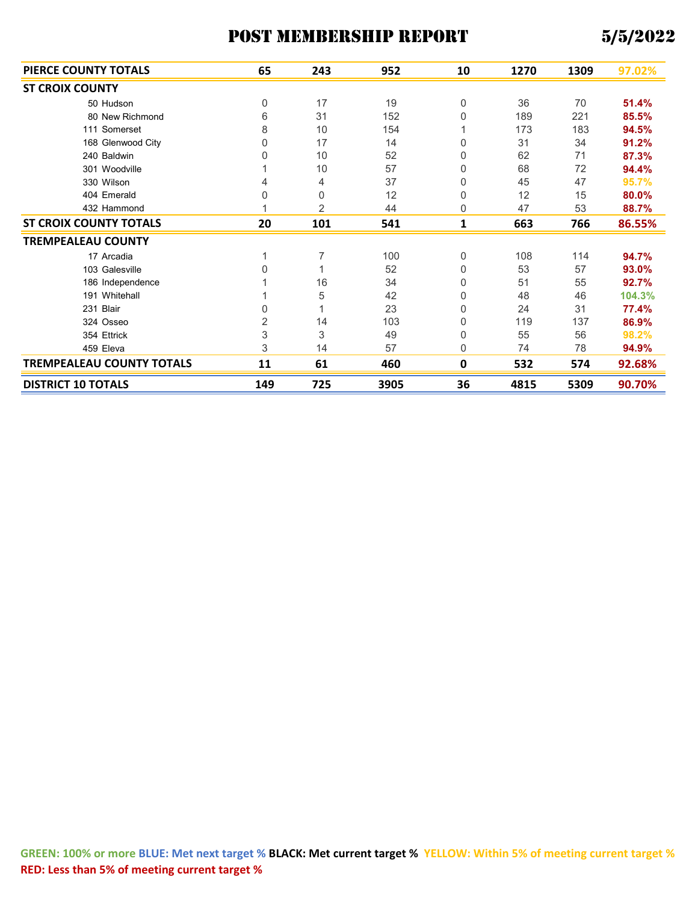# POST MEMBERSHIP REPORT 5/5/2022

| | | | | | | |
|---|---|---|---|---|---|---|
| **PIERCE COUNTY TOTALS** | **65** | **243** | **952** | **10** | **1270** | **1309** | **97.02%** |
| **ST CROIX COUNTY** | | | | | | | |
| 50 Hudson | 0 | 17 | 19 | 0 | 36 | 70 | **51.4%** |
| 80 New Richmond | 6 | 31 | 152 | 0 | 189 | 221 | **85.5%** |
| 111 Somerset | 8 | 10 | 154 | 1 | 173 | 183 | **94.5%** |
| 168 Glenwood City | 0 | 17 | 14 | 0 | 31 | 34 | **91.2%** |
| 240 Baldwin | 0 | 10 | 52 | 0 | 62 | 71 | **87.3%** |
| 301 Woodville | 1 | 10 | 57 | 0 | 68 | 72 | **94.4%** |
| 330 Wilson | 4 | 4 | 37 | 0 | 45 | 47 | **95.7%** |
| 404 Emerald | 0 | 0 | 12 | 0 | 12 | 15 | **80.0%** |
| 432 Hammond | 1 | 2 | 44 | 0 | 47 | 53 | **88.7%** |
| **ST CROIX COUNTY TOTALS** | **20** | **101** | **541** | **1** | **663** | **766** | **86.55%** |
| **TREMPEALEAU COUNTY** | | | | | | | |
| 17 Arcadia | 1 | 7 | 100 | 0 | 108 | 114 | **94.7%** |
| 103 Galesville | 0 | 1 | 52 | 0 | 53 | 57 | **93.0%** |
| 186 Independence | 1 | 16 | 34 | 0 | 51 | 55 | **92.7%** |
| 191 Whitehall | 1 | 5 | 42 | 0 | 48 | 46 | **104.3%** |
| 231 Blair | 0 | 1 | 23 | 0 | 24 | 31 | **77.4%** |
| 324 Osseo | 2 | 14 | 103 | 0 | 119 | 137 | **86.9%** |
| 354 Ettrick | 3 | 3 | 49 | 0 | 55 | 56 | **98.2%** |
| 459 Eleva | 3 | 14 | 57 | 0 | 74 | 78 | **94.9%** |
| **TREMPEALEAU COUNTY TOTALS** | **11** | **61** | **460** | **0** | **532** | **574** | **92.68%** |
| **DISTRICT 10 TOTALS** | **149** | **725** | **3905** | **36** | **4815** | **5309** | **90.70%** |

**GREEN: 100% or more** **BLUE: Met next target %** **BLACK: Met current target %** **YELLOW: Within 5% of meeting current target %** **RED: Less than 5% of meeting current target %**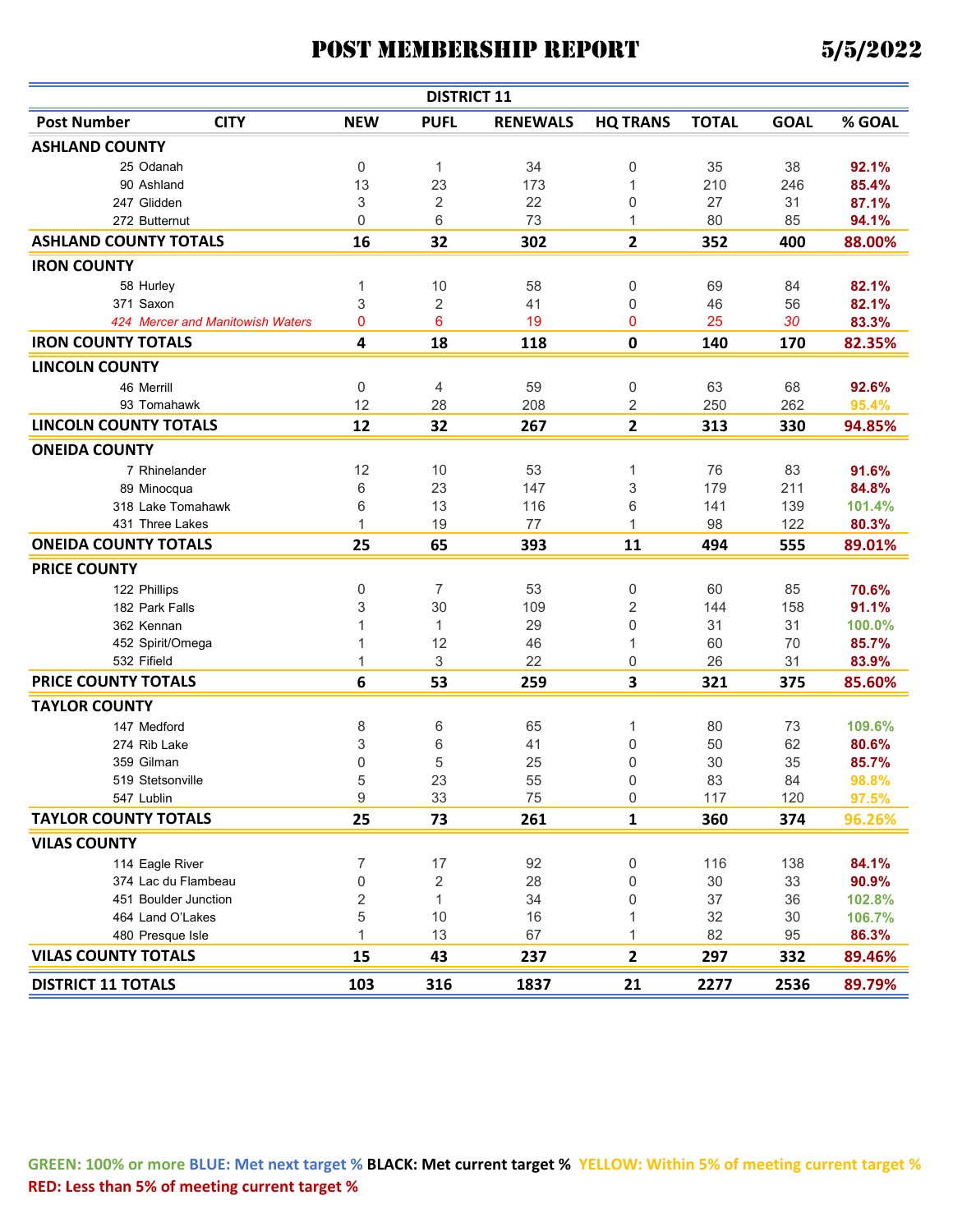# POST MEMBERSHIP REPORT 5/5/2022

## DISTRICT 11

| Post Number | CITY | NEW | PUFL | RENEWALS | HQ TRANS | TOTAL | GOAL | % GOAL |
|---|---|---|---|---|---|---|---|---|
| **ASHLAND COUNTY** | | | | | | | | |
| 25 | Odanah | 0 | 1 | 34 | 0 | 35 | 38 | **92.1%** |
| 90 | Ashland | 13 | 23 | 173 | 1 | 210 | 246 | **85.4%** |
| 247 | Glidden | 3 | 2 | 22 | 0 | 27 | 31 | **87.1%** |
| 272 | Butternut | 0 | 6 | 73 | 1 | 80 | 85 | **94.1%** |
| **ASHLAND COUNTY TOTALS** | | **16** | **32** | **302** | **2** | **352** | **400** | **88.00%** |
| **IRON COUNTY** | | | | | | | | |
| 58 | Hurley | 1 | 10 | 58 | 0 | 69 | 84 | **82.1%** |
| 371 | Saxon | 3 | 2 | 41 | 0 | 46 | 56 | **82.1%** |
| *424* | *Mercer and Manitowish Waters* | 0 | 6 | 19 | 0 | 25 | *30* | **83.3%** |
| **IRON COUNTY TOTALS** | | **4** | **18** | **118** | **0** | **140** | **170** | **82.35%** |
| **LINCOLN COUNTY** | | | | | | | | |
| 46 | Merrill | 0 | 4 | 59 | 0 | 63 | 68 | **92.6%** |
| 93 | Tomahawk | 12 | 28 | 208 | 2 | 250 | 262 | **95.4%** |
| **LINCOLN COUNTY TOTALS** | | **12** | **32** | **267** | **2** | **313** | **330** | **94.85%** |
| **ONEIDA COUNTY** | | | | | | | | |
| 7 | Rhinelander | 12 | 10 | 53 | 1 | 76 | 83 | **91.6%** |
| 89 | Minocqua | 6 | 23 | 147 | 3 | 179 | 211 | **84.8%** |
| 318 | Lake Tomahawk | 6 | 13 | 116 | 6 | 141 | 139 | **101.4%** |
| 431 | Three Lakes | 1 | 19 | 77 | 1 | 98 | 122 | **80.3%** |
| **ONEIDA COUNTY TOTALS** | | **25** | **65** | **393** | **11** | **494** | **555** | **89.01%** |
| **PRICE COUNTY** | | | | | | | | |
| 122 | Phillips | 0 | 7 | 53 | 0 | 60 | 85 | **70.6%** |
| 182 | Park Falls | 3 | 30 | 109 | 2 | 144 | 158 | **91.1%** |
| 362 | Kennan | 1 | 1 | 29 | 0 | 31 | 31 | **100.0%** |
| 452 | Spirit/Omega | 1 | 12 | 46 | 1 | 60 | 70 | **85.7%** |
| 532 | Fifield | 1 | 3 | 22 | 0 | 26 | 31 | **83.9%** |
| **PRICE COUNTY TOTALS** | | **6** | **53** | **259** | **3** | **321** | **375** | **85.60%** |
| **TAYLOR COUNTY** | | | | | | | | |
| 147 | Medford | 8 | 6 | 65 | 1 | 80 | 73 | **109.6%** |
| 274 | Rib Lake | 3 | 6 | 41 | 0 | 50 | 62 | **80.6%** |
| 359 | Gilman | 0 | 5 | 25 | 0 | 30 | 35 | **85.7%** |
| 519 | Stetsonville | 5 | 23 | 55 | 0 | 83 | 84 | **98.8%** |
| 547 | Lublin | 9 | 33 | 75 | 0 | 117 | 120 | **97.5%** |
| **TAYLOR COUNTY TOTALS** | | **25** | **73** | **261** | **1** | **360** | **374** | **96.26%** |
| **VILAS COUNTY** | | | | | | | | |
| 114 | Eagle River | 7 | 17 | 92 | 0 | 116 | 138 | **84.1%** |
| 374 | Lac du Flambeau | 0 | 2 | 28 | 0 | 30 | 33 | **90.9%** |
| 451 | Boulder Junction | 2 | 1 | 34 | 0 | 37 | 36 | **102.8%** |
| 464 | Land O'Lakes | 5 | 10 | 16 | 1 | 32 | 30 | **106.7%** |
| 480 | Presque Isle | 1 | 13 | 67 | 1 | 82 | 95 | **86.3%** |
| **VILAS COUNTY TOTALS** | | **15** | **43** | **237** | **2** | **297** | **332** | **89.46%** |
| **DISTRICT 11 TOTALS** | | **103** | **316** | **1837** | **21** | **2277** | **2536** | **89.79%** |

**GREEN: 100% or more** **BLUE: Met next target %** **BLACK: Met current target %** **YELLOW: Within 5% of meeting current target %** **RED: Less than 5% of meeting current target %**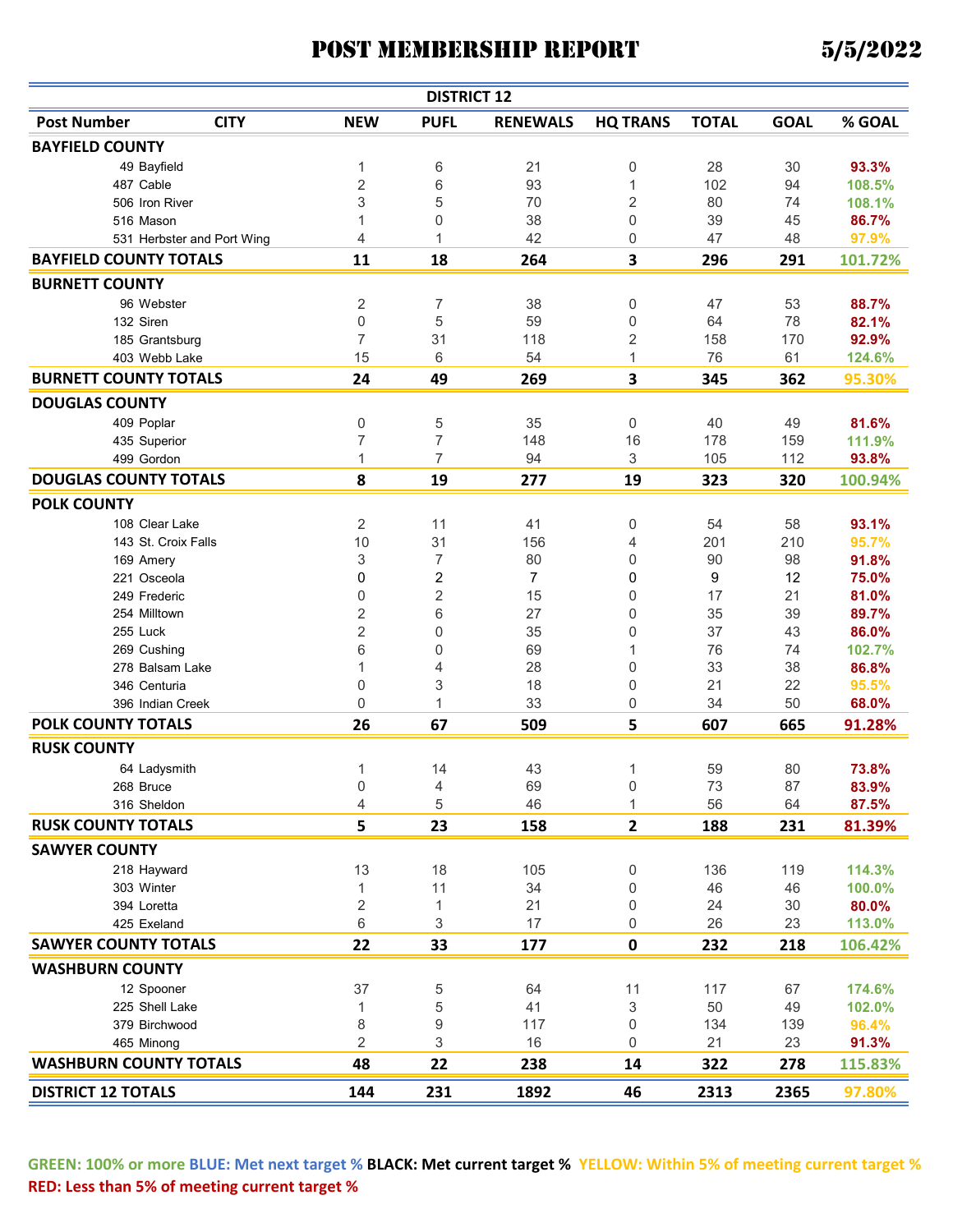# POST MEMBERSHIP REPORT

**5/5/2022**

| Post Number | CITY | NEW | PUFL | RENEWALS | HQ TRANS | TOTAL | GOAL | % GOAL |
|---|---|---|---|---|---|---|---|---|
| **DISTRICT 12** | | | | | | | | |
| **BAYFIELD COUNTY** | | | | | | | | |
| 49 | Bayfield | 1 | 6 | 21 | 0 | 28 | 30 | 93.3% |
| 487 | Cable | 2 | 6 | 93 | 1 | 102 | 94 | 108.5% |
| 506 | Iron River | 3 | 5 | 70 | 2 | 80 | 74 | 108.1% |
| 516 | Mason | 1 | 0 | 38 | 0 | 39 | 45 | 86.7% |
| 531 | Herbster and Port Wing | 4 | 1 | 42 | 0 | 47 | 48 | 97.9% |
| **BAYFIELD COUNTY TOTALS** | | **11** | **18** | **264** | **3** | **296** | **291** | **101.72%** |
| **BURNETT COUNTY** | | | | | | | | |
| 96 | Webster | 2 | 7 | 38 | 0 | 47 | 53 | 88.7% |
| 132 | Siren | 0 | 5 | 59 | 0 | 64 | 78 | 82.1% |
| 185 | Grantsburg | 7 | 31 | 118 | 2 | 158 | 170 | 92.9% |
| 403 | Webb Lake | 15 | 6 | 54 | 1 | 76 | 61 | 124.6% |
| **BURNETT COUNTY TOTALS** | | **24** | **49** | **269** | **3** | **345** | **362** | **95.30%** |
| **DOUGLAS COUNTY** | | | | | | | | |
| 409 | Poplar | 0 | 5 | 35 | 0 | 40 | 49 | 81.6% |
| 435 | Superior | 7 | 7 | 148 | 16 | 178 | 159 | 111.9% |
| 499 | Gordon | 1 | 7 | 94 | 3 | 105 | 112 | 93.8% |
| **DOUGLAS COUNTY TOTALS** | | **8** | **19** | **277** | **19** | **323** | **320** | **100.94%** |
| **POLK COUNTY** | | | | | | | | |
| 108 | Clear Lake | 2 | 11 | 41 | 0 | 54 | 58 | 93.1% |
| 143 | St. Croix Falls | 10 | 31 | 156 | 4 | 201 | 210 | 95.7% |
| 169 | Amery | 3 | 7 | 80 | 0 | 90 | 98 | 91.8% |
| 221 | Osceola | 0 | 2 | 7 | 0 | 9 | 12 | 75.0% |
| 249 | Frederic | 0 | 2 | 15 | 0 | 17 | 21 | 81.0% |
| 254 | Milltown | 2 | 6 | 27 | 0 | 35 | 39 | 89.7% |
| 255 | Luck | 2 | 0 | 35 | 0 | 37 | 43 | 86.0% |
| 269 | Cushing | 6 | 0 | 69 | 1 | 76 | 74 | 102.7% |
| 278 | Balsam Lake | 1 | 4 | 28 | 0 | 33 | 38 | 86.8% |
| 346 | Centuria | 0 | 3 | 18 | 0 | 21 | 22 | 95.5% |
| 396 | Indian Creek | 0 | 1 | 33 | 0 | 34 | 50 | 68.0% |
| **POLK COUNTY TOTALS** | | **26** | **67** | **509** | **5** | **607** | **665** | **91.28%** |
| **RUSK COUNTY** | | | | | | | | |
| 64 | Ladysmith | 1 | 14 | 43 | 1 | 59 | 80 | 73.8% |
| 268 | Bruce | 0 | 4 | 69 | 0 | 73 | 87 | 83.9% |
| 316 | Sheldon | 4 | 5 | 46 | 1 | 56 | 64 | 87.5% |
| **RUSK COUNTY TOTALS** | | **5** | **23** | **158** | **2** | **188** | **231** | **81.39%** |
| **SAWYER COUNTY** | | | | | | | | |
| 218 | Hayward | 13 | 18 | 105 | 0 | 136 | 119 | 114.3% |
| 303 | Winter | 1 | 11 | 34 | 0 | 46 | 46 | 100.0% |
| 394 | Loretta | 2 | 1 | 21 | 0 | 24 | 30 | 80.0% |
| 425 | Exeland | 6 | 3 | 17 | 0 | 26 | 23 | 113.0% |
| **SAWYER COUNTY TOTALS** | | **22** | **33** | **177** | **0** | **232** | **218** | **106.42%** |
| **WASHBURN COUNTY** | | | | | | | | |
| 12 | Spooner | 37 | 5 | 64 | 11 | 117 | 67 | 174.6% |
| 225 | Shell Lake | 1 | 5 | 41 | 3 | 50 | 49 | 102.0% |
| 379 | Birchwood | 8 | 9 | 117 | 0 | 134 | 139 | 96.4% |
| 465 | Minong | 2 | 3 | 16 | 0 | 21 | 23 | 91.3% |
| **WASHBURN COUNTY TOTALS** | | **48** | **22** | **238** | **14** | **322** | **278** | **115.83%** |
| **DISTRICT 12 TOTALS** | | **144** | **231** | **1892** | **46** | **2313** | **2365** | **97.80%** |

**GREEN: 100% or more** **BLUE: Met next target %** **BLACK: Met current target %** **YELLOW: Within 5% of meeting current target %** **RED: Less than 5% of meeting current target %**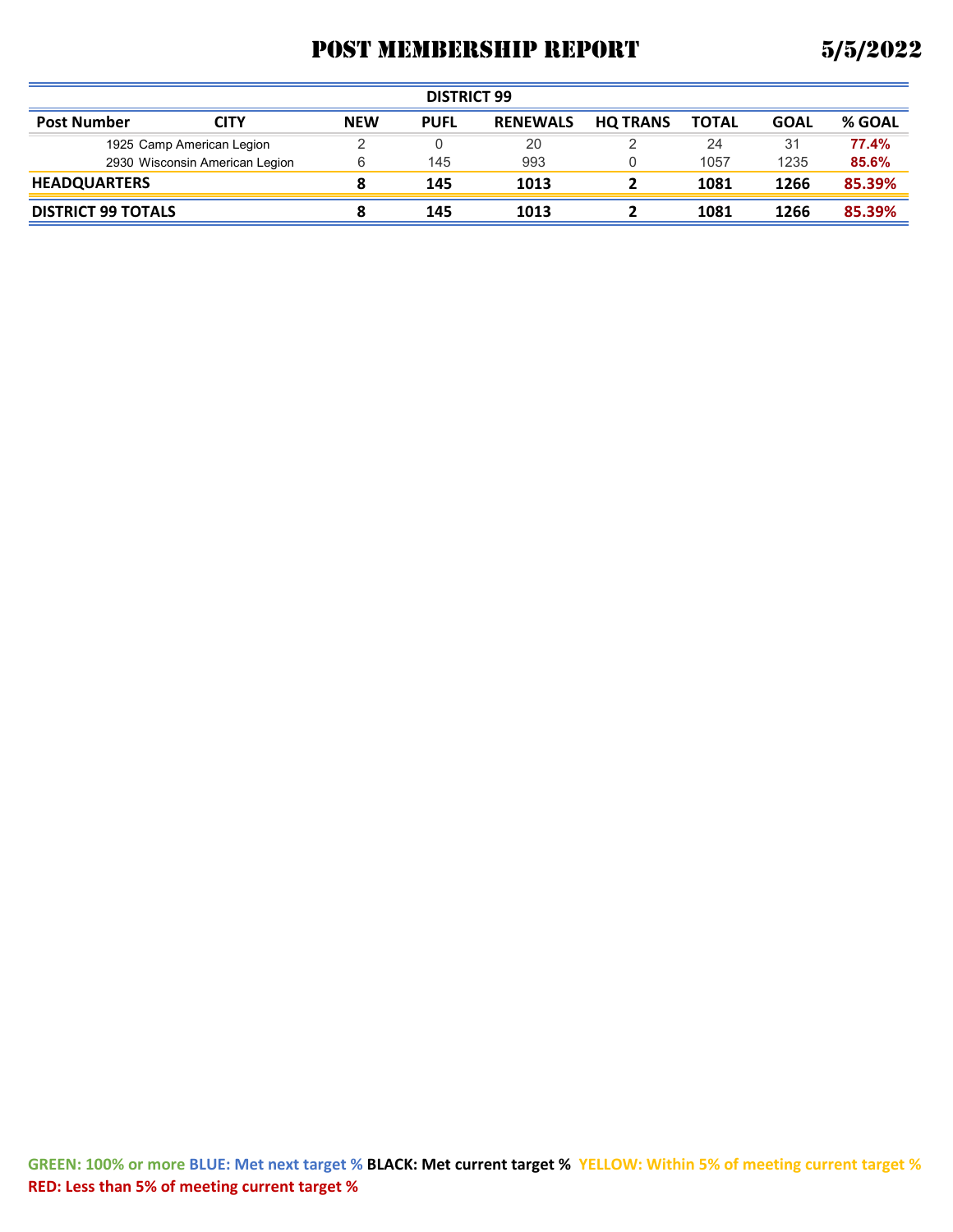# POST MEMBERSHIP REPORT 5/5/2022

| DISTRICT 99 | | | | | | | | |
|---|---|---|---|---|---|---|---|---|
| **Post Number** | **CITY** | **NEW** | **PUFL** | **RENEWALS** | **HQ TRANS** | **TOTAL** | **GOAL** | **% GOAL** |
| 1925 | Camp American Legion | 2 | 0 | 20 | 2 | 24 | 31 | **77.4%** |
| 2930 | Wisconsin American Legion | 6 | 145 | 993 | 0 | 1057 | 1235 | **85.6%** |
| **HEADQUARTERS** | | **8** | **145** | **1013** | **2** | **1081** | **1266** | **85.39%** |
| **DISTRICT 99 TOTALS** | | **8** | **145** | **1013** | **2** | **1081** | **1266** | **85.39%** |

**GREEN: 100% or more** **BLUE: Met next target %** **BLACK: Met current target %** **YELLOW: Within 5% of meeting current target %** **RED: Less than 5% of meeting current target %**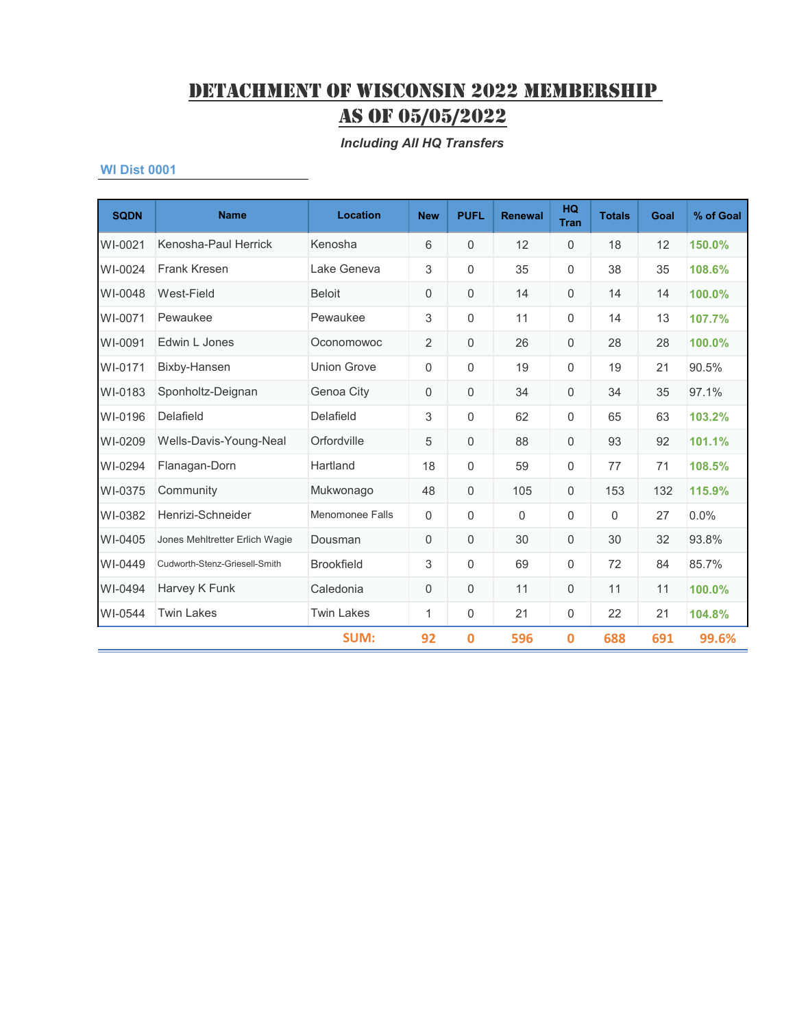# DETACHMENT OF WISCONSIN 2022 MEMBERSHIP AS OF 05/05/2022

*Including All HQ Transfers*

### WI Dist 0001

| SQDN | Name | Location | New | PUFL | Renewal | HQ Tran | Totals | Goal | % of Goal |
|---|---|---|---|---|---|---|---|---|---|
| WI-0021 | Kenosha-Paul Herrick | Kenosha | 6 | 0 | 12 | 0 | 18 | 12 | **150.0%** |
| WI-0024 | Frank Kresen | Lake Geneva | 3 | 0 | 35 | 0 | 38 | 35 | **108.6%** |
| WI-0048 | West-Field | Beloit | 0 | 0 | 14 | 0 | 14 | 14 | **100.0%** |
| WI-0071 | Pewaukee | Pewaukee | 3 | 0 | 11 | 0 | 14 | 13 | **107.7%** |
| WI-0091 | Edwin L Jones | Oconomowoc | 2 | 0 | 26 | 0 | 28 | 28 | **100.0%** |
| WI-0171 | Bixby-Hansen | Union Grove | 0 | 0 | 19 | 0 | 19 | 21 | 90.5% |
| WI-0183 | Sponholtz-Deignan | Genoa City | 0 | 0 | 34 | 0 | 34 | 35 | 97.1% |
| WI-0196 | Delafield | Delafield | 3 | 0 | 62 | 0 | 65 | 63 | **103.2%** |
| WI-0209 | Wells-Davis-Young-Neal | Orfordville | 5 | 0 | 88 | 0 | 93 | 92 | **101.1%** |
| WI-0294 | Flanagan-Dorn | Hartland | 18 | 0 | 59 | 0 | 77 | 71 | **108.5%** |
| WI-0375 | Community | Mukwonago | 48 | 0 | 105 | 0 | 153 | 132 | **115.9%** |
| WI-0382 | Henrizi-Schneider | Menomonee Falls | 0 | 0 | 0 | 0 | 0 | 27 | 0.0% |
| WI-0405 | Jones Mehltretter Erlich Wagie | Dousman | 0 | 0 | 30 | 0 | 30 | 32 | 93.8% |
| WI-0449 | Cudworth-Stenz-Griesell-Smith | Brookfield | 3 | 0 | 69 | 0 | 72 | 84 | 85.7% |
| WI-0494 | Harvey K Funk | Caledonia | 0 | 0 | 11 | 0 | 11 | 11 | **100.0%** |
| WI-0544 | Twin Lakes | Twin Lakes | 1 | 0 | 21 | 0 | 22 | 21 | **104.8%** |
| | | **SUM:** | **92** | **0** | **596** | **0** | **688** | **691** | **99.6%** |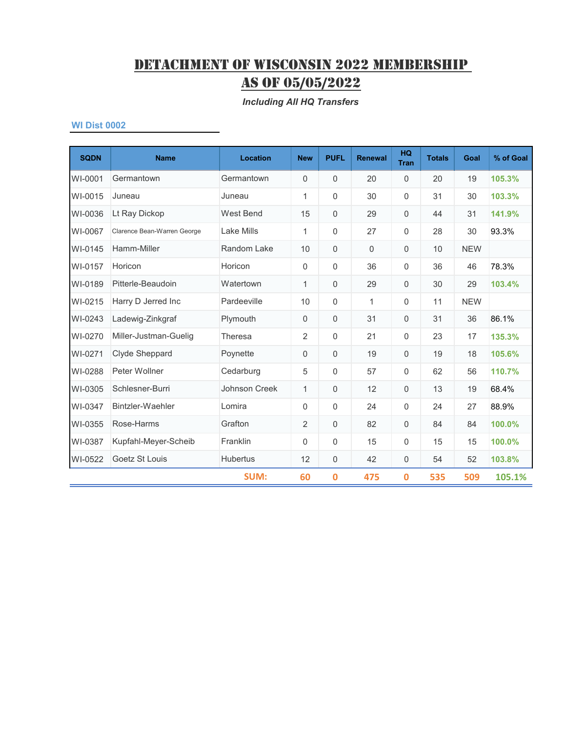# Detachment of Wisconsin 2022 Membership As of 05/05/2022

***Including All HQ Transfers***

### WI Dist 0002

| SQDN | Name | Location | New | PUFL | Renewal | HQ Tran | Totals | Goal | % of Goal |
|---|---|---|---|---|---|---|---|---|---|
| WI-0001 | Germantown | Germantown | 0 | 0 | 20 | 0 | 20 | 19 | 105.3% |
| WI-0015 | Juneau | Juneau | 1 | 0 | 30 | 0 | 31 | 30 | 103.3% |
| WI-0036 | Lt Ray Dickop | West Bend | 15 | 0 | 29 | 0 | 44 | 31 | 141.9% |
| WI-0067 | Clarence Bean-Warren George | Lake Mills | 1 | 0 | 27 | 0 | 28 | 30 | 93.3% |
| WI-0145 | Hamm-Miller | Random Lake | 10 | 0 | 0 | 0 | 10 | NEW | |
| WI-0157 | Horicon | Horicon | 0 | 0 | 36 | 0 | 36 | 46 | 78.3% |
| WI-0189 | Pitterle-Beaudoin | Watertown | 1 | 0 | 29 | 0 | 30 | 29 | 103.4% |
| WI-0215 | Harry D Jerred Inc | Pardeeville | 10 | 0 | 1 | 0 | 11 | NEW | |
| WI-0243 | Ladewig-Zinkgraf | Plymouth | 0 | 0 | 31 | 0 | 31 | 36 | 86.1% |
| WI-0270 | Miller-Justman-Guelig | Theresa | 2 | 0 | 21 | 0 | 23 | 17 | 135.3% |
| WI-0271 | Clyde Sheppard | Poynette | 0 | 0 | 19 | 0 | 19 | 18 | 105.6% |
| WI-0288 | Peter Wollner | Cedarburg | 5 | 0 | 57 | 0 | 62 | 56 | 110.7% |
| WI-0305 | Schlesner-Burri | Johnson Creek | 1 | 0 | 12 | 0 | 13 | 19 | 68.4% |
| WI-0347 | Bintzler-Waehler | Lomira | 0 | 0 | 24 | 0 | 24 | 27 | 88.9% |
| WI-0355 | Rose-Harms | Grafton | 2 | 0 | 82 | 0 | 84 | 84 | 100.0% |
| WI-0387 | Kupfahl-Meyer-Scheib | Franklin | 0 | 0 | 15 | 0 | 15 | 15 | 100.0% |
| WI-0522 | Goetz St Louis | Hubertus | 12 | 0 | 42 | 0 | 54 | 52 | 103.8% |
| | | **SUM:** | **60** | **0** | **475** | **0** | **535** | **509** | **105.1%** |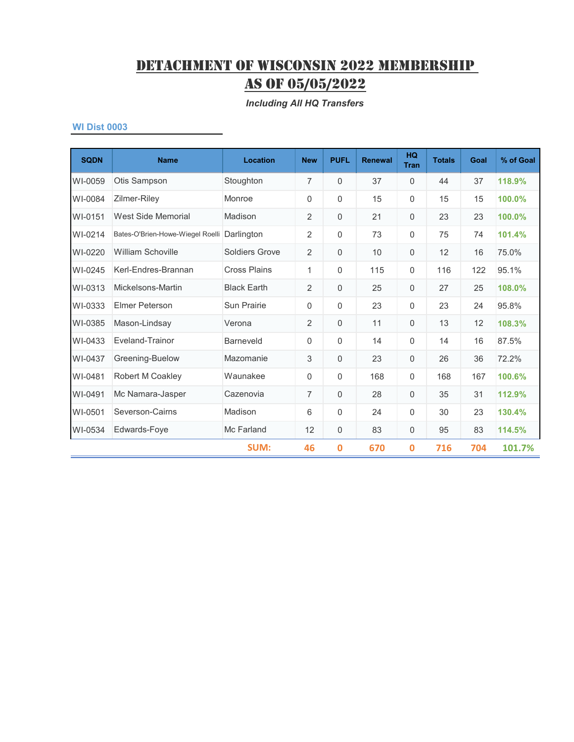# DETACHMENT OF WISCONSIN 2022 MEMBERSHIP AS OF 05/05/2022

*Including All HQ Transfers*

### WI Dist 0003

| SQDN | Name | Location | New | PUFL | Renewal | HQ Tran | Totals | Goal | % of Goal |
|---|---|---|---|---|---|---|---|---|---|
| WI-0059 | Otis Sampson | Stoughton | 7 | 0 | 37 | 0 | 44 | 37 | 118.9% |
| WI-0084 | Zilmer-Riley | Monroe | 0 | 0 | 15 | 0 | 15 | 15 | 100.0% |
| WI-0151 | West Side Memorial | Madison | 2 | 0 | 21 | 0 | 23 | 23 | 100.0% |
| WI-0214 | Bates-O'Brien-Howe-Wiegel Roelli | Darlington | 2 | 0 | 73 | 0 | 75 | 74 | 101.4% |
| WI-0220 | William Schoville | Soldiers Grove | 2 | 0 | 10 | 0 | 12 | 16 | 75.0% |
| WI-0245 | Kerl-Endres-Brannan | Cross Plains | 1 | 0 | 115 | 0 | 116 | 122 | 95.1% |
| WI-0313 | Mickelsons-Martin | Black Earth | 2 | 0 | 25 | 0 | 27 | 25 | 108.0% |
| WI-0333 | Elmer Peterson | Sun Prairie | 0 | 0 | 23 | 0 | 23 | 24 | 95.8% |
| WI-0385 | Mason-Lindsay | Verona | 2 | 0 | 11 | 0 | 13 | 12 | 108.3% |
| WI-0433 | Eveland-Trainor | Barneveld | 0 | 0 | 14 | 0 | 14 | 16 | 87.5% |
| WI-0437 | Greening-Buelow | Mazomanie | 3 | 0 | 23 | 0 | 26 | 36 | 72.2% |
| WI-0481 | Robert M Coakley | Waunakee | 0 | 0 | 168 | 0 | 168 | 167 | 100.6% |
| WI-0491 | Mc Namara-Jasper | Cazenovia | 7 | 0 | 28 | 0 | 35 | 31 | 112.9% |
| WI-0501 | Severson-Cairns | Madison | 6 | 0 | 24 | 0 | 30 | 23 | 130.4% |
| WI-0534 | Edwards-Foye | Mc Farland | 12 | 0 | 83 | 0 | 95 | 83 | 114.5% |
| | | SUM: | 46 | 0 | 670 | 0 | 716 | 704 | 101.7% |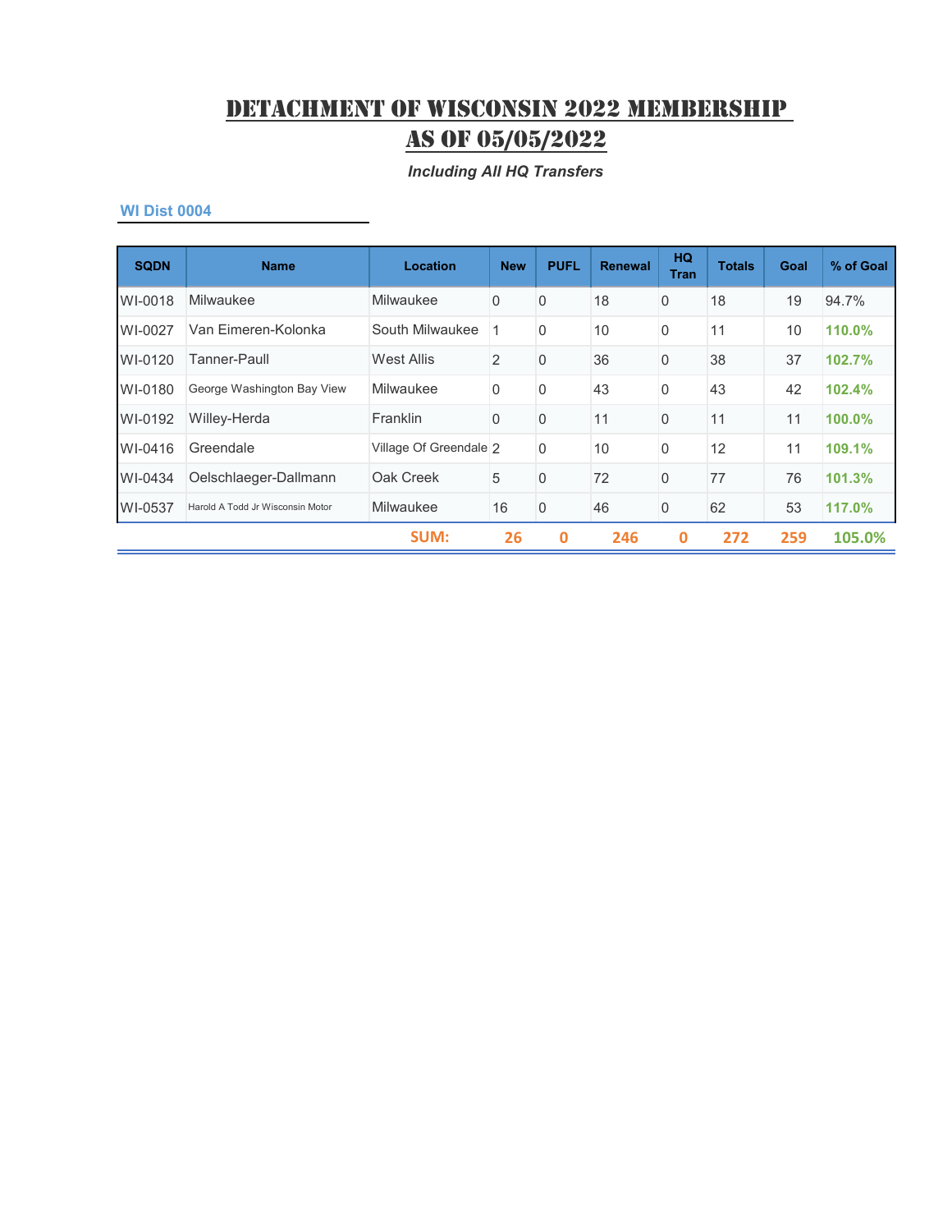# DETACHMENT OF WISCONSIN 2022 MEMBERSHIP AS OF 05/05/2022

*Including All HQ Transfers*

### WI Dist 0004

| SQDN | Name | Location | New | PUFL | Renewal | HQ Tran | Totals | Goal | % of Goal |
|---|---|---|---|---|---|---|---|---|---|
| WI-0018 | Milwaukee | Milwaukee | 0 | 0 | 18 | 0 | 18 | 19 | 94.7% |
| WI-0027 | Van Eimeren-Kolonka | South Milwaukee | 1 | 0 | 10 | 0 | 11 | 10 | **110.0%** |
| WI-0120 | Tanner-Paull | West Allis | 2 | 0 | 36 | 0 | 38 | 37 | **102.7%** |
| WI-0180 | George Washington Bay View | Milwaukee | 0 | 0 | 43 | 0 | 43 | 42 | **102.4%** |
| WI-0192 | Willey-Herda | Franklin | 0 | 0 | 11 | 0 | 11 | 11 | **100.0%** |
| WI-0416 | Greendale | Village Of Greendale | 2 | 0 | 10 | 0 | 12 | 11 | **109.1%** |
| WI-0434 | Oelschlaeger-Dallmann | Oak Creek | 5 | 0 | 72 | 0 | 77 | 76 | **101.3%** |
| WI-0537 | Harold A Todd Jr Wisconsin Motor | Milwaukee | 16 | 0 | 46 | 0 | 62 | 53 | **117.0%** |
| | | **SUM:** | **26** | **0** | **246** | **0** | **272** | **259** | **105.0%** |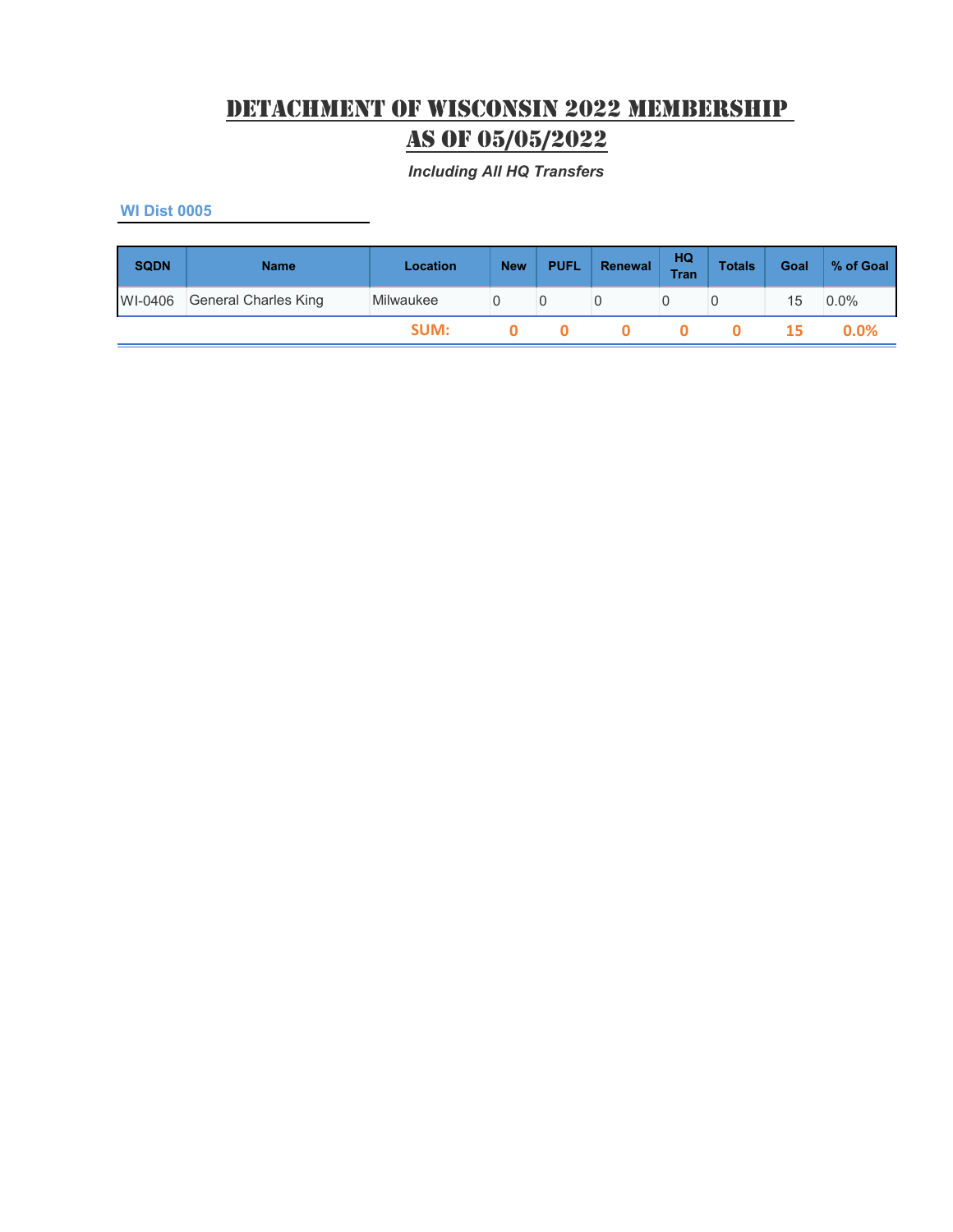# DETACHMENT OF WISCONSIN 2022 MEMBERSHIP AS OF 05/05/2022

*Including All HQ Transfers*

### WI Dist 0005

| SQDN | Name | Location | New | PUFL | Renewal | HQ Tran | Totals | Goal | % of Goal |
|---|---|---|---|---|---|---|---|---|---|
| WI-0406 | General Charles King | Milwaukee | 0 | 0 | 0 | 0 | 0 | 15 | 0.0% |
| | | **SUM:** | **0** | **0** | **0** | **0** | **0** | **15** | **0.0%** |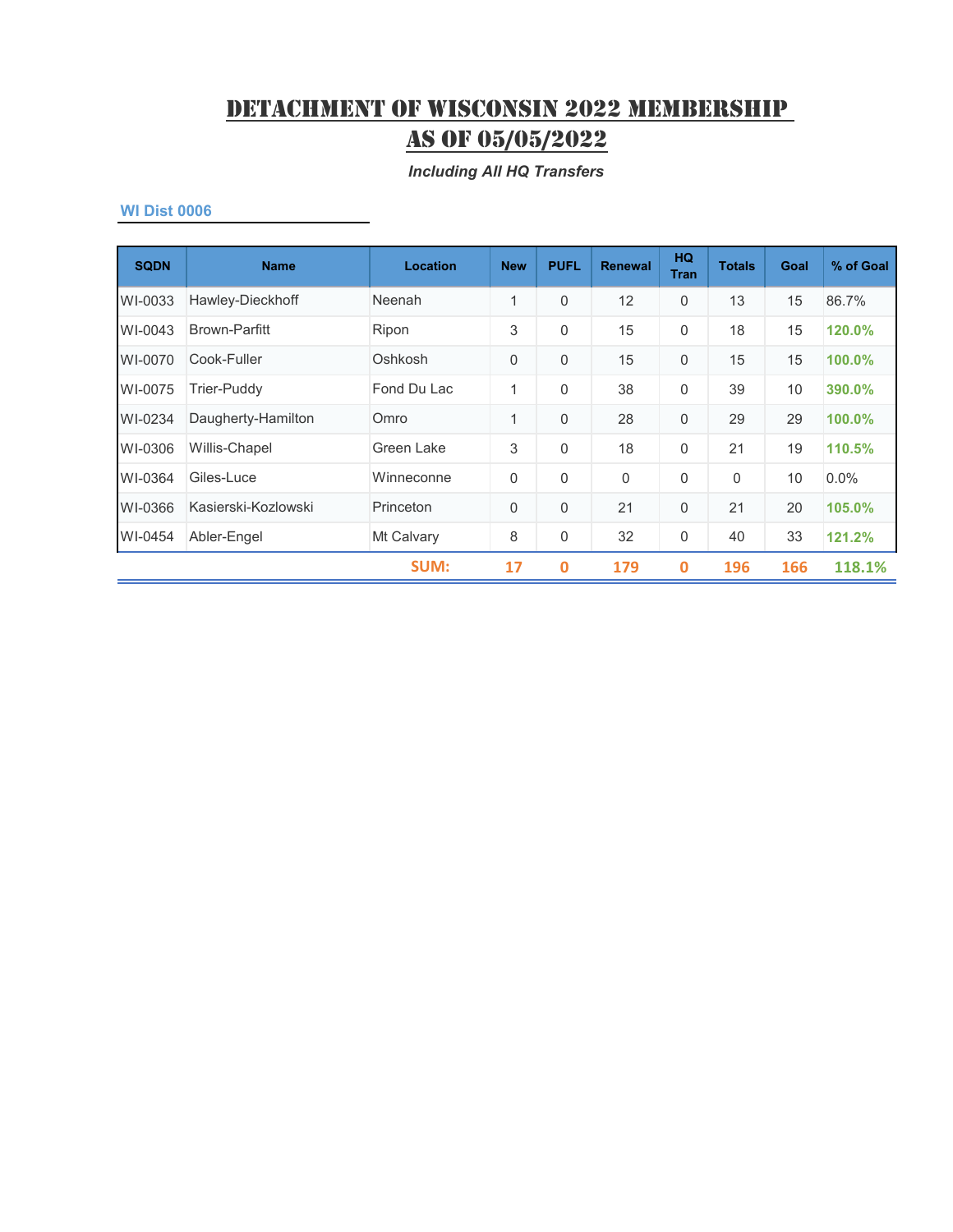# DETACHMENT OF WISCONSIN 2022 MEMBERSHIP AS OF 05/05/2022

*Including All HQ Transfers*

### WI Dist 0006

| SQDN | Name | Location | New | PUFL | Renewal | HQ Tran | Totals | Goal | % of Goal |
|---|---|---|---|---|---|---|---|---|---|
| WI-0033 | Hawley-Dieckhoff | Neenah | 1 | 0 | 12 | 0 | 13 | 15 | 86.7% |
| WI-0043 | Brown-Parfitt | Ripon | 3 | 0 | 15 | 0 | 18 | 15 | 120.0% |
| WI-0070 | Cook-Fuller | Oshkosh | 0 | 0 | 15 | 0 | 15 | 15 | 100.0% |
| WI-0075 | Trier-Puddy | Fond Du Lac | 1 | 0 | 38 | 0 | 39 | 10 | 390.0% |
| WI-0234 | Daugherty-Hamilton | Omro | 1 | 0 | 28 | 0 | 29 | 29 | 100.0% |
| WI-0306 | Willis-Chapel | Green Lake | 3 | 0 | 18 | 0 | 21 | 19 | 110.5% |
| WI-0364 | Giles-Luce | Winneconne | 0 | 0 | 0 | 0 | 0 | 10 | 0.0% |
| WI-0366 | Kasierski-Kozlowski | Princeton | 0 | 0 | 21 | 0 | 21 | 20 | 105.0% |
| WI-0454 | Abler-Engel | Mt Calvary | 8 | 0 | 32 | 0 | 40 | 33 | 121.2% |
| | | **SUM:** | **17** | **0** | **179** | **0** | **196** | **166** | **118.1%** |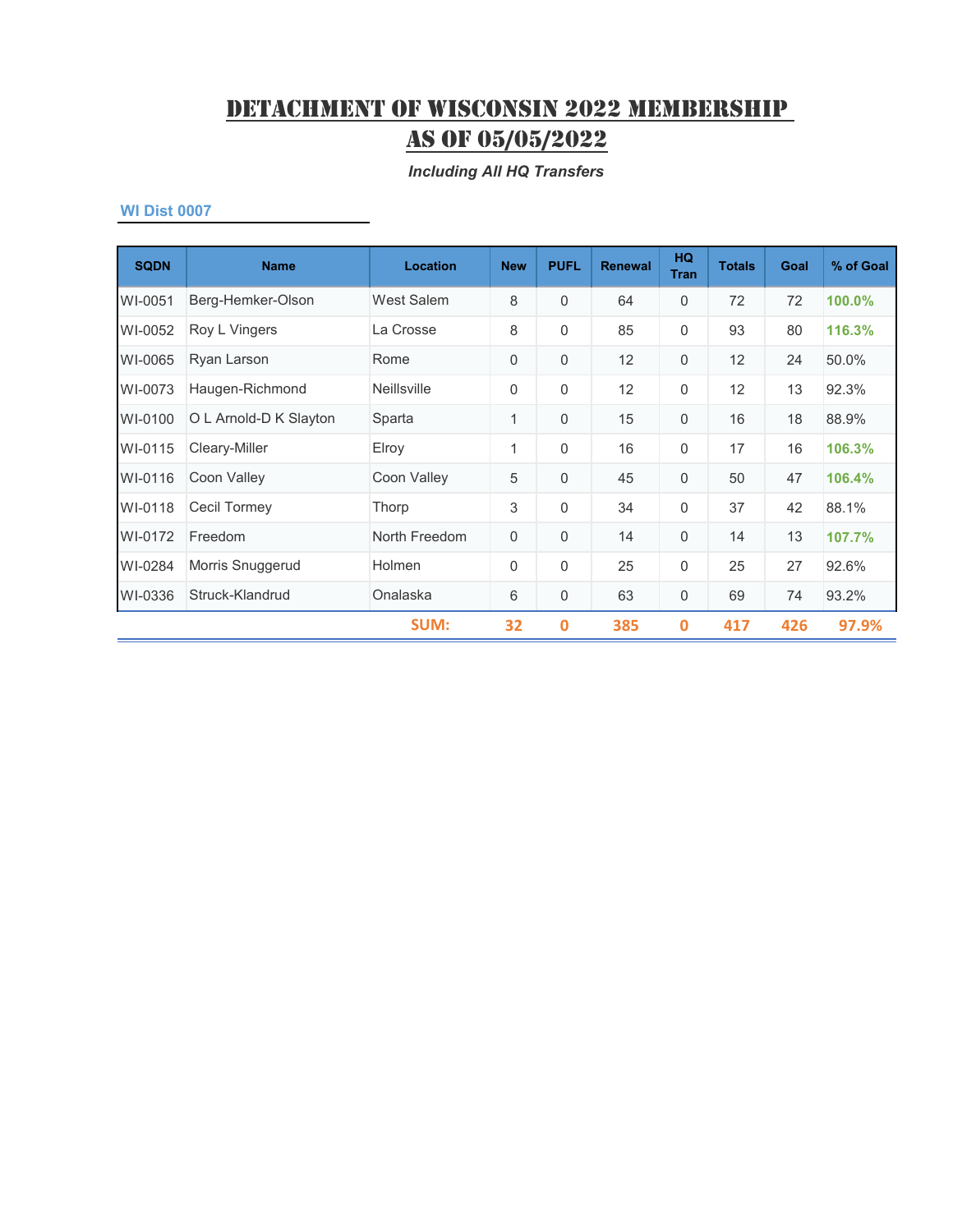# DETACHMENT OF WISCONSIN 2022 MEMBERSHIP AS OF 05/05/2022

*Including All HQ Transfers*

### WI Dist 0007

| SQDN | Name | Location | New | PUFL | Renewal | HQ Tran | Totals | Goal | % of Goal |
|---|---|---|---|---|---|---|---|---|---|
| WI-0051 | Berg-Hemker-Olson | West Salem | 8 | 0 | 64 | 0 | 72 | 72 | 100.0% |
| WI-0052 | Roy L Vingers | La Crosse | 8 | 0 | 85 | 0 | 93 | 80 | 116.3% |
| WI-0065 | Ryan Larson | Rome | 0 | 0 | 12 | 0 | 12 | 24 | 50.0% |
| WI-0073 | Haugen-Richmond | Neillsville | 0 | 0 | 12 | 0 | 12 | 13 | 92.3% |
| WI-0100 | O L Arnold-D K Slayton | Sparta | 1 | 0 | 15 | 0 | 16 | 18 | 88.9% |
| WI-0115 | Cleary-Miller | Elroy | 1 | 0 | 16 | 0 | 17 | 16 | 106.3% |
| WI-0116 | Coon Valley | Coon Valley | 5 | 0 | 45 | 0 | 50 | 47 | 106.4% |
| WI-0118 | Cecil Tormey | Thorp | 3 | 0 | 34 | 0 | 37 | 42 | 88.1% |
| WI-0172 | Freedom | North Freedom | 0 | 0 | 14 | 0 | 14 | 13 | 107.7% |
| WI-0284 | Morris Snuggerud | Holmen | 0 | 0 | 25 | 0 | 25 | 27 | 92.6% |
| WI-0336 | Struck-Klandrud | Onalaska | 6 | 0 | 63 | 0 | 69 | 74 | 93.2% |
| | | **SUM:** | **32** | **0** | **385** | **0** | **417** | **426** | **97.9%** |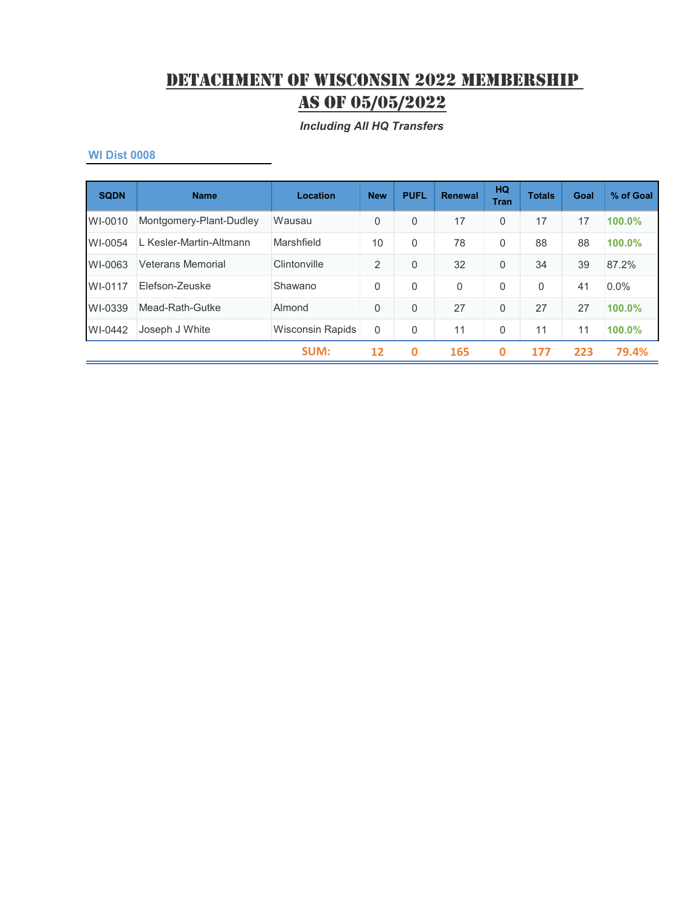# DETACHMENT OF WISCONSIN 2022 MEMBERSHIP AS OF 05/05/2022

*Including All HQ Transfers*

### WI Dist 0008

| SQDN | Name | Location | New | PUFL | Renewal | HQ Tran | Totals | Goal | % of Goal |
|---|---|---|---|---|---|---|---|---|---|
| WI-0010 | Montgomery-Plant-Dudley | Wausau | 0 | 0 | 17 | 0 | 17 | 17 | 100.0% |
| WI-0054 | L Kesler-Martin-Altmann | Marshfield | 10 | 0 | 78 | 0 | 88 | 88 | 100.0% |
| WI-0063 | Veterans Memorial | Clintonville | 2 | 0 | 32 | 0 | 34 | 39 | 87.2% |
| WI-0117 | Elefson-Zeuske | Shawano | 0 | 0 | 0 | 0 | 0 | 41 | 0.0% |
| WI-0339 | Mead-Rath-Gutke | Almond | 0 | 0 | 27 | 0 | 27 | 27 | 100.0% |
| WI-0442 | Joseph J White | Wisconsin Rapids | 0 | 0 | 11 | 0 | 11 | 11 | 100.0% |
| | | SUM: | 12 | 0 | 165 | 0 | 177 | 223 | 79.4% |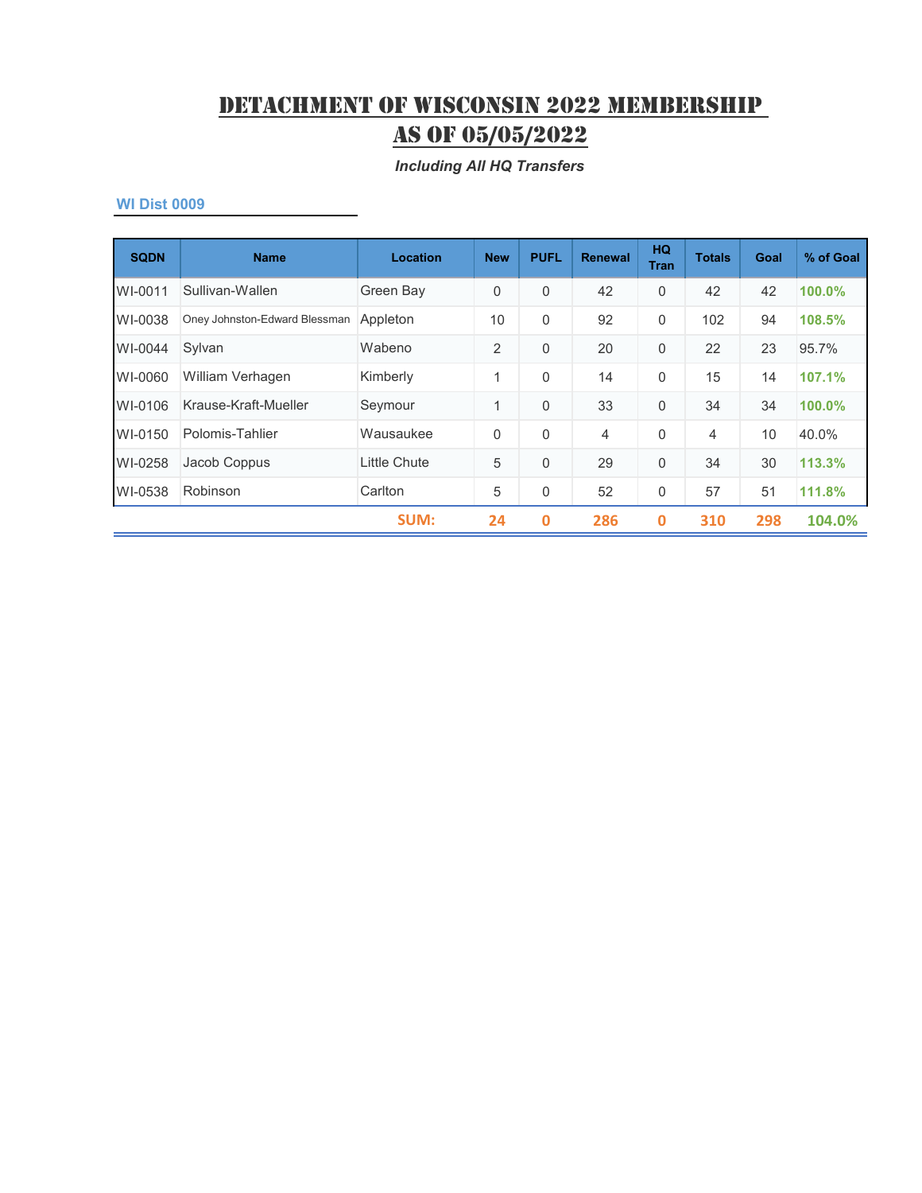# Detachment of Wisconsin 2022 Membership as of 05/05/2022

*Including All HQ Transfers*

### WI Dist 0009

| SQDN | Name | Location | New | PUFL | Renewal | HQ Tran | Totals | Goal | % of Goal |
|---|---|---|---|---|---|---|---|---|---|
| WI-0011 | Sullivan-Wallen | Green Bay | 0 | 0 | 42 | 0 | 42 | 42 | 100.0% |
| WI-0038 | Oney Johnston-Edward Blessman | Appleton | 10 | 0 | 92 | 0 | 102 | 94 | 108.5% |
| WI-0044 | Sylvan | Wabeno | 2 | 0 | 20 | 0 | 22 | 23 | 95.7% |
| WI-0060 | William Verhagen | Kimberly | 1 | 0 | 14 | 0 | 15 | 14 | 107.1% |
| WI-0106 | Krause-Kraft-Mueller | Seymour | 1 | 0 | 33 | 0 | 34 | 34 | 100.0% |
| WI-0150 | Polomis-Tahlier | Wausaukee | 0 | 0 | 4 | 0 | 4 | 10 | 40.0% |
| WI-0258 | Jacob Coppus | Little Chute | 5 | 0 | 29 | 0 | 34 | 30 | 113.3% |
| WI-0538 | Robinson | Carlton | 5 | 0 | 52 | 0 | 57 | 51 | 111.8% |
| | | SUM: | 24 | 0 | 286 | 0 | 310 | 298 | 104.0% |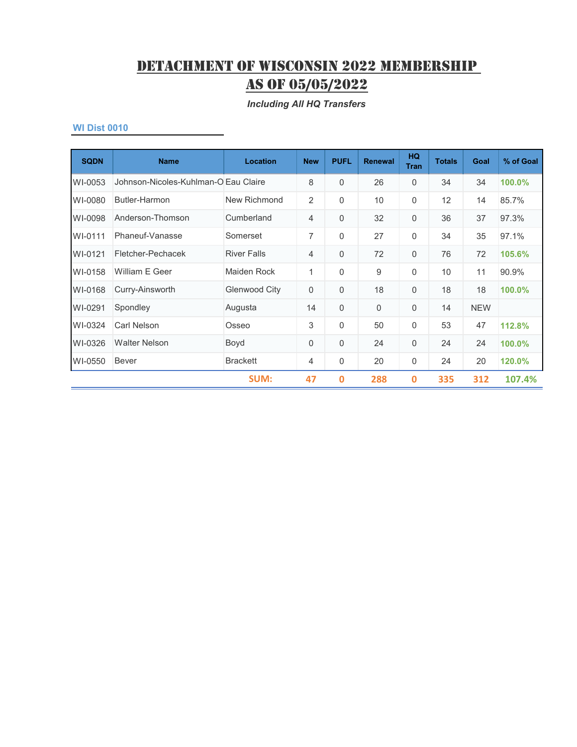# DETACHMENT OF WISCONSIN 2022 MEMBERSHIP AS OF 05/05/2022

*Including All HQ Transfers*

### WI Dist 0010

| SQDN | Name | Location | New | PUFL | Renewal | HQ Tran | Totals | Goal | % of Goal |
|---|---|---|---|---|---|---|---|---|---|
| WI-0053 | Johnson-Nicoles-Kuhlman-O | Eau Claire | 8 | 0 | 26 | 0 | 34 | 34 | **100.0%** |
| WI-0080 | Butler-Harmon | New Richmond | 2 | 0 | 10 | 0 | 12 | 14 | 85.7% |
| WI-0098 | Anderson-Thomson | Cumberland | 4 | 0 | 32 | 0 | 36 | 37 | 97.3% |
| WI-0111 | Phaneuf-Vanasse | Somerset | 7 | 0 | 27 | 0 | 34 | 35 | 97.1% |
| WI-0121 | Fletcher-Pechacek | River Falls | 4 | 0 | 72 | 0 | 76 | 72 | **105.6%** |
| WI-0158 | William E Geer | Maiden Rock | 1 | 0 | 9 | 0 | 10 | 11 | 90.9% |
| WI-0168 | Curry-Ainsworth | Glenwood City | 0 | 0 | 18 | 0 | 18 | 18 | **100.0%** |
| WI-0291 | Spondley | Augusta | 14 | 0 | 0 | 0 | 14 | NEW | |
| WI-0324 | Carl Nelson | Osseo | 3 | 0 | 50 | 0 | 53 | 47 | **112.8%** |
| WI-0326 | Walter Nelson | Boyd | 0 | 0 | 24 | 0 | 24 | 24 | **100.0%** |
| WI-0550 | Bever | Brackett | 4 | 0 | 20 | 0 | 24 | 20 | **120.0%** |
| | | **SUM:** | **47** | **0** | **288** | **0** | **335** | **312** | **107.4%** |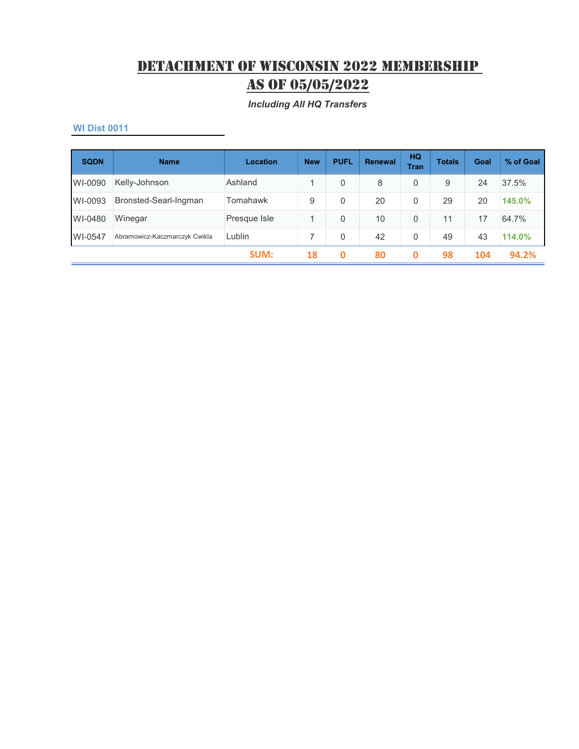# DETACHMENT OF WISCONSIN 2022 MEMBERSHIP AS OF 05/05/2022

*Including All HQ Transfers*

### WI Dist 0011

| SQDN | Name | Location | New | PUFL | Renewal | HQ Tran | Totals | Goal | % of Goal |
|---|---|---|---|---|---|---|---|---|---|
| WI-0090 | Kelly-Johnson | Ashland | 1 | 0 | 8 | 0 | 9 | 24 | 37.5% |
| WI-0093 | Bronsted-Searl-Ingman | Tomahawk | 9 | 0 | 20 | 0 | 29 | 20 | **145.0%** |
| WI-0480 | Winegar | Presque Isle | 1 | 0 | 10 | 0 | 11 | 17 | 64.7% |
| WI-0547 | Abramowicz-Kaczmarczyk Cwikla | Lublin | 7 | 0 | 42 | 0 | 49 | 43 | **114.0%** |
| | | **SUM:** | **18** | **0** | **80** | **0** | **98** | **104** | **94.2%** |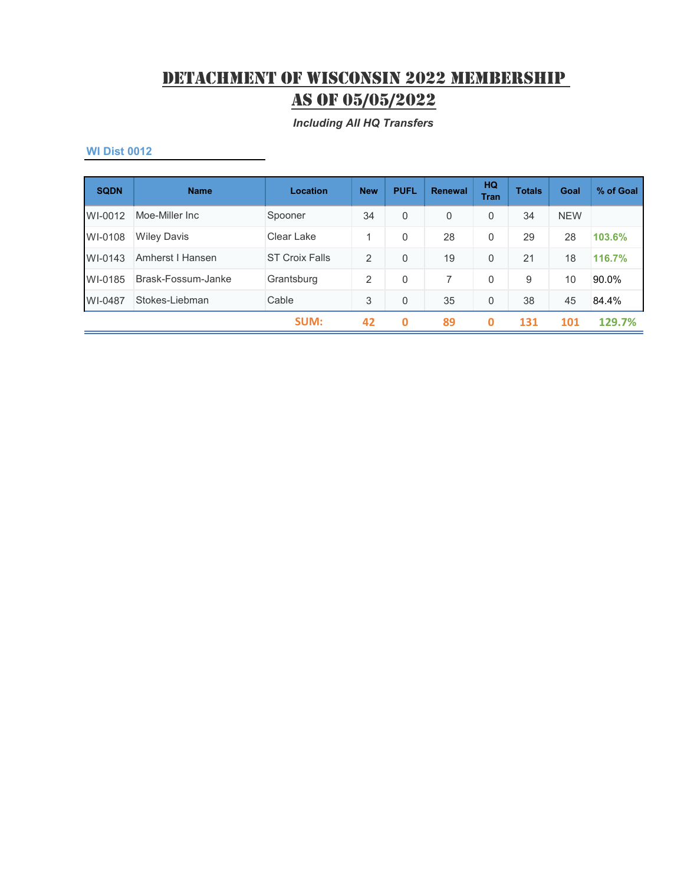# DETACHMENT OF WISCONSIN 2022 MEMBERSHIP AS OF 05/05/2022

*Including All HQ Transfers*

### WI Dist 0012

| SQDN | Name | Location | New | PUFL | Renewal | HQ Tran | Totals | Goal | % of Goal |
|---|---|---|---|---|---|---|---|---|---|
| WI-0012 | Moe-Miller Inc | Spooner | 34 | 0 | 0 | 0 | 34 | NEW | |
| WI-0108 | Wiley Davis | Clear Lake | 1 | 0 | 28 | 0 | 29 | 28 | 103.6% |
| WI-0143 | Amherst I Hansen | ST Croix Falls | 2 | 0 | 19 | 0 | 21 | 18 | 116.7% |
| WI-0185 | Brask-Fossum-Janke | Grantsburg | 2 | 0 | 7 | 0 | 9 | 10 | 90.0% |
| WI-0487 | Stokes-Liebman | Cable | 3 | 0 | 35 | 0 | 38 | 45 | 84.4% |
| | | **SUM:** | **42** | **0** | **89** | **0** | **131** | **101** | **129.7%** |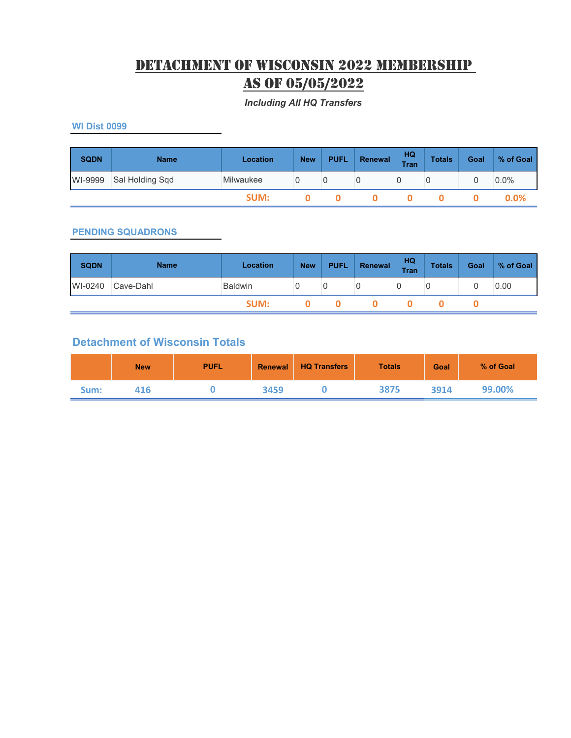# Detachment of Wisconsin 2022 Membership As of 05/05/2022

*Including All HQ Transfers*

### WI Dist 0099

| SQDN | Name | Location | New | PUFL | Renewal | HQ Tran | Totals | Goal | % of Goal |
|---|---|---|---|---|---|---|---|---|---|
| WI-9999 | Sal Holding Sqd | Milwaukee | 0 | 0 | 0 | 0 | 0 | 0 | 0.0% |
| | | **SUM:** | **0** | **0** | **0** | **0** | **0** | **0** | **0.0%** |

### PENDING SQUADRONS

| SQDN | Name | Location | New | PUFL | Renewal | HQ Tran | Totals | Goal | % of Goal |
|---|---|---|---|---|---|---|---|---|---|
| WI-0240 | Cave-Dahl | Baldwin | 0 | 0 | 0 | 0 | 0 | 0 | 0.00 |
| | | **SUM:** | **0** | **0** | **0** | **0** | **0** | **0** | |

## Detachment of Wisconsin Totals

| | New | PUFL | Renewal | HQ Transfers | Totals | Goal | % of Goal |
|---|---|---|---|---|---|---|---|
| **Sum:** | **416** | **0** | **3459** | **0** | **3875** | **3914** | **99.00%** |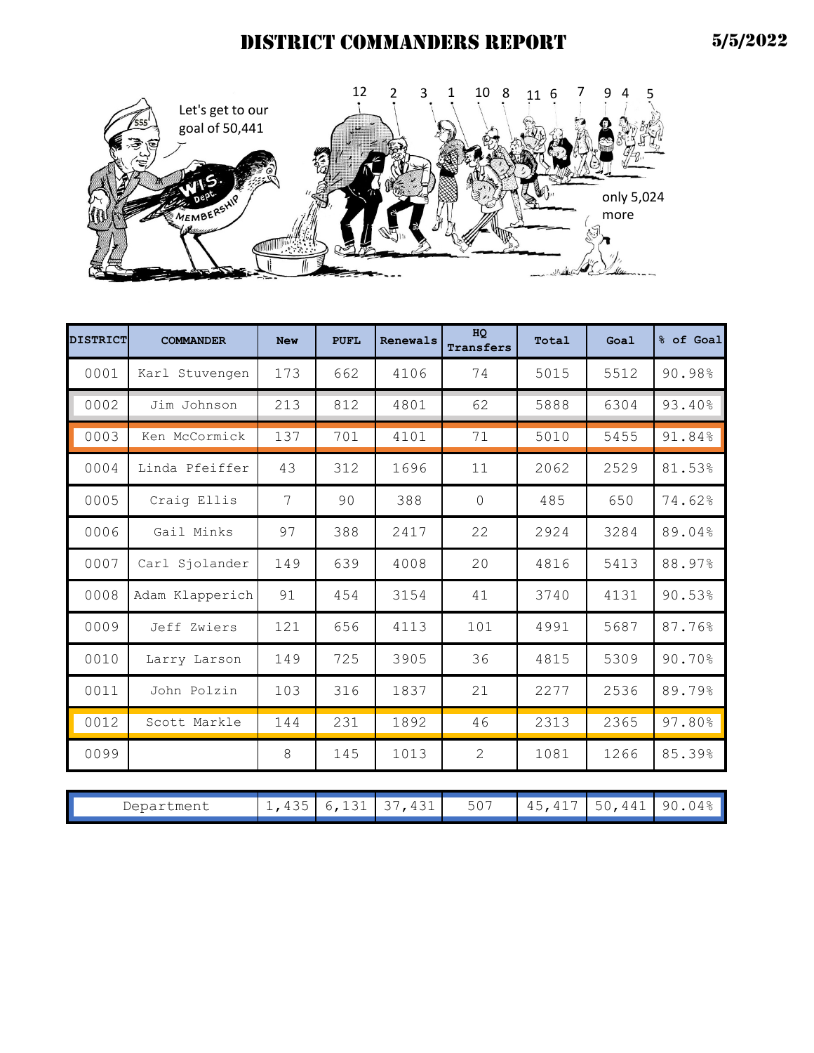# DISTRICT COMMANDERS REPORT

5/5/2022

Let's get to our goal of 50,441

only 5,024 more

| DISTRICT | COMMANDER | New | PUFL | Renewals | HQ Transfers | Total | Goal | % of Goal |
|---|---|---|---|---|---|---|---|---|
| 0001 | Karl Stuvengen | 173 | 662 | 4106 | 74 | 5015 | 5512 | 90.98% |
| 0002 | Jim Johnson | 213 | 812 | 4801 | 62 | 5888 | 6304 | 93.40% |
| 0003 | Ken McCormick | 137 | 701 | 4101 | 71 | 5010 | 5455 | 91.84% |
| 0004 | Linda Pfeiffer | 43 | 312 | 1696 | 11 | 2062 | 2529 | 81.53% |
| 0005 | Craig Ellis | 7 | 90 | 388 | 0 | 485 | 650 | 74.62% |
| 0006 | Gail Minks | 97 | 388 | 2417 | 22 | 2924 | 3284 | 89.04% |
| 0007 | Carl Sjolander | 149 | 639 | 4008 | 20 | 4816 | 5413 | 88.97% |
| 0008 | Adam Klapperich | 91 | 454 | 3154 | 41 | 3740 | 4131 | 90.53% |
| 0009 | Jeff Zwiers | 121 | 656 | 4113 | 101 | 4991 | 5687 | 87.76% |
| 0010 | Larry Larson | 149 | 725 | 3905 | 36 | 4815 | 5309 | 90.70% |
| 0011 | John Polzin | 103 | 316 | 1837 | 21 | 2277 | 2536 | 89.79% |
| 0012 | Scott Markle | 144 | 231 | 1892 | 46 | 2313 | 2365 | 97.80% |
| 0099 | | 8 | 145 | 1013 | 2 | 1081 | 1266 | 85.39% |

| | | | | | | | |
|---|---|---|---|---|---|---|---|
| Department | 1,435 | 6,131 | 37,431 | 507 | 45,417 | 50,441 | 90.04% |